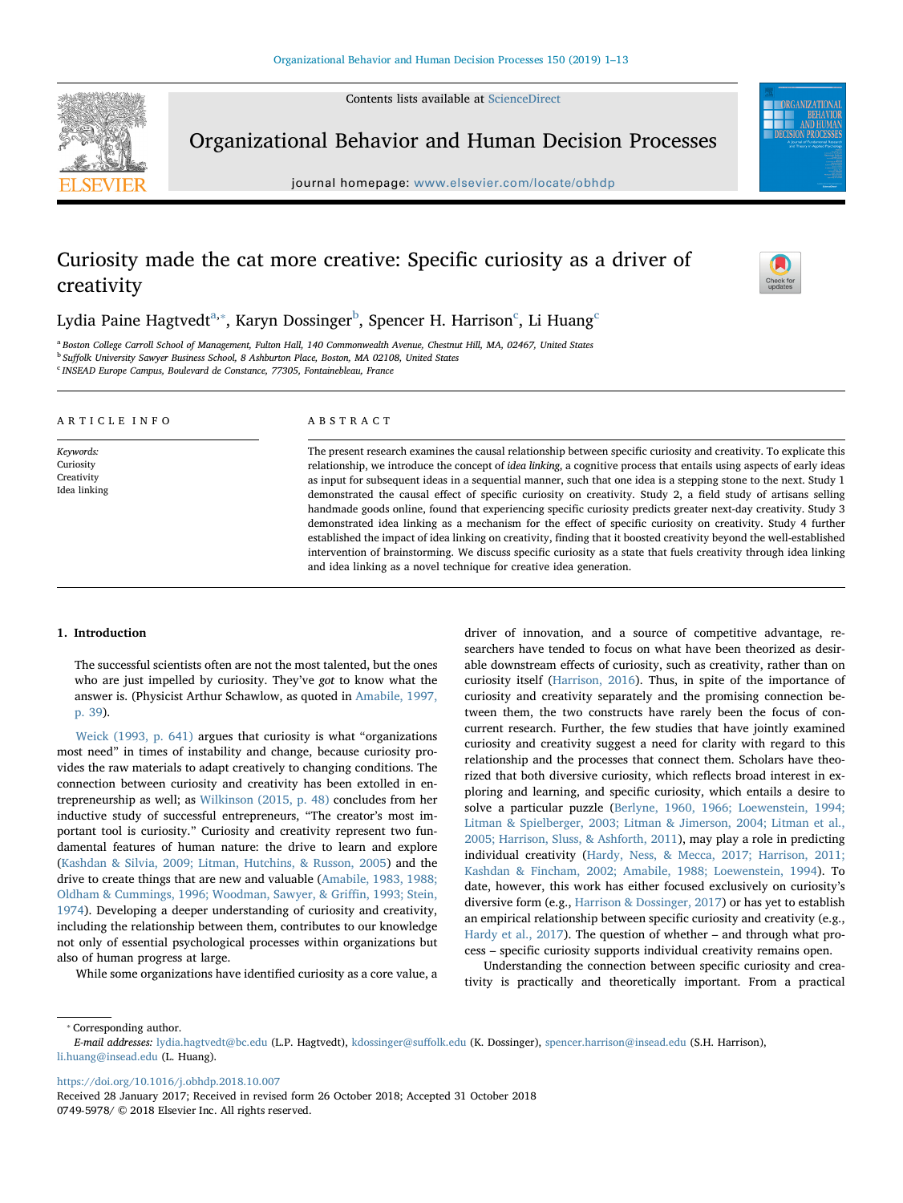# Curiosity made the cat more creative: Specific curiosity as a driver of creativity

Lydia Paine Hagtvedt[a,*], Karyn Dossinger[b], Spencer H. Harrison[c], Li Huang[c]

[a] Boston College Carroll School of Management, Fulton Hall, 140 Commonwealth Avenue, Chestnut Hill, MA, 02467, United States
[b] Suffolk University Sawyer Business School, 8 Ashburton Place, Boston, MA 02108, United States
[c] INSEAD Europe Campus, Boulevard de Constance, 77305, Fontainebleau, France

## ARTICLE INFO

*Keywords:*
Curiosity
Creativity
Idea linking

## ABSTRACT

The present research examines the causal relationship between specific curiosity and creativity. To explicate this relationship, we introduce the concept of *idea linking*, a cognitive process that entails using aspects of early ideas as input for subsequent ideas in a sequential manner, such that one idea is a stepping stone to the next. Study 1 demonstrated the causal effect of specific curiosity on creativity. Study 2, a field study of artisans selling handmade goods online, found that experiencing specific curiosity predicts greater next-day creativity. Study 3 demonstrated idea linking as a mechanism for the effect of specific curiosity on creativity. Study 4 further established the impact of idea linking on creativity, finding that it boosted creativity beyond the well-established intervention of brainstorming. We discuss specific curiosity as a state that fuels creativity through idea linking and idea linking as a novel technique for creative idea generation.

## 1. Introduction

> The successful scientists often are not the most talented, but the ones who are just impelled by curiosity. They've *got* to know what the answer is. (Physicist Arthur Schawlow, as quoted in Amabile, 1997, p. 39).

Weick (1993, p. 641) argues that curiosity is what "organizations most need" in times of instability and change, because curiosity provides the raw materials to adapt creatively to changing conditions. The connection between curiosity and creativity has been extolled in entrepreneurship as well; as Wilkinson (2015, p. 48) concludes from her inductive study of successful entrepreneurs, "The creator's most important tool is curiosity." Curiosity and creativity represent two fundamental features of human nature: the drive to learn and explore (Kashdan & Silvia, 2009; Litman, Hutchins, & Russon, 2005) and the drive to create things that are new and valuable (Amabile, 1983, 1988; Oldham & Cummings, 1996; Woodman, Sawyer, & Griffin, 1993; Stein, 1974). Developing a deeper understanding of curiosity and creativity, including the relationship between them, contributes to our knowledge not only of essential psychological processes within organizations but also of human progress at large.

While some organizations have identified curiosity as a core value, a driver of innovation, and a source of competitive advantage, researchers have tended to focus on what have been theorized as desirable downstream effects of curiosity, such as creativity, rather than on curiosity itself (Harrison, 2016). Thus, in spite of the importance of curiosity and creativity separately and the promising connection between them, the two constructs have rarely been the focus of concurrent research. Further, the few studies that have jointly examined curiosity and creativity suggest a need for clarity with regard to this relationship and the processes that connect them. Scholars have theorized that both diversive curiosity, which reflects broad interest in exploring and learning, and specific curiosity, which entails a desire to solve a particular puzzle (Berlyne, 1960, 1966; Loewenstein, 1994; Litman & Spielberger, 2003; Litman & Jimerson, 2004; Litman et al., 2005; Harrison, Sluss, & Ashforth, 2011), may play a role in predicting individual creativity (Hardy, Ness, & Mecca, 2017; Harrison, 2011; Kashdan & Fincham, 2002; Amabile, 1988; Loewenstein, 1994). To date, however, this work has either focused exclusively on curiosity's diversive form (e.g., Harrison & Dossinger, 2017) or has yet to establish an empirical relationship between specific curiosity and creativity (e.g., Hardy et al., 2017). The question of whether – and through what process – specific curiosity supports individual creativity remains open.

Understanding the connection between specific curiosity and creativity is practically and theoretically important. From a practical

---

* Corresponding author.
*E-mail addresses:* lydia.hagtvedt@bc.edu (L.P. Hagtvedt), kdossinger@suffolk.edu (K. Dossinger), spencer.harrison@insead.edu (S.H. Harrison), li.huang@insead.edu (L. Huang).

https://doi.org/10.1016/j.obhdp.2018.10.007
Received 28 January 2017; Received in revised form 26 October 2018; Accepted 31 October 2018
0749-5978/ © 2018 Elsevier Inc. All rights reserved.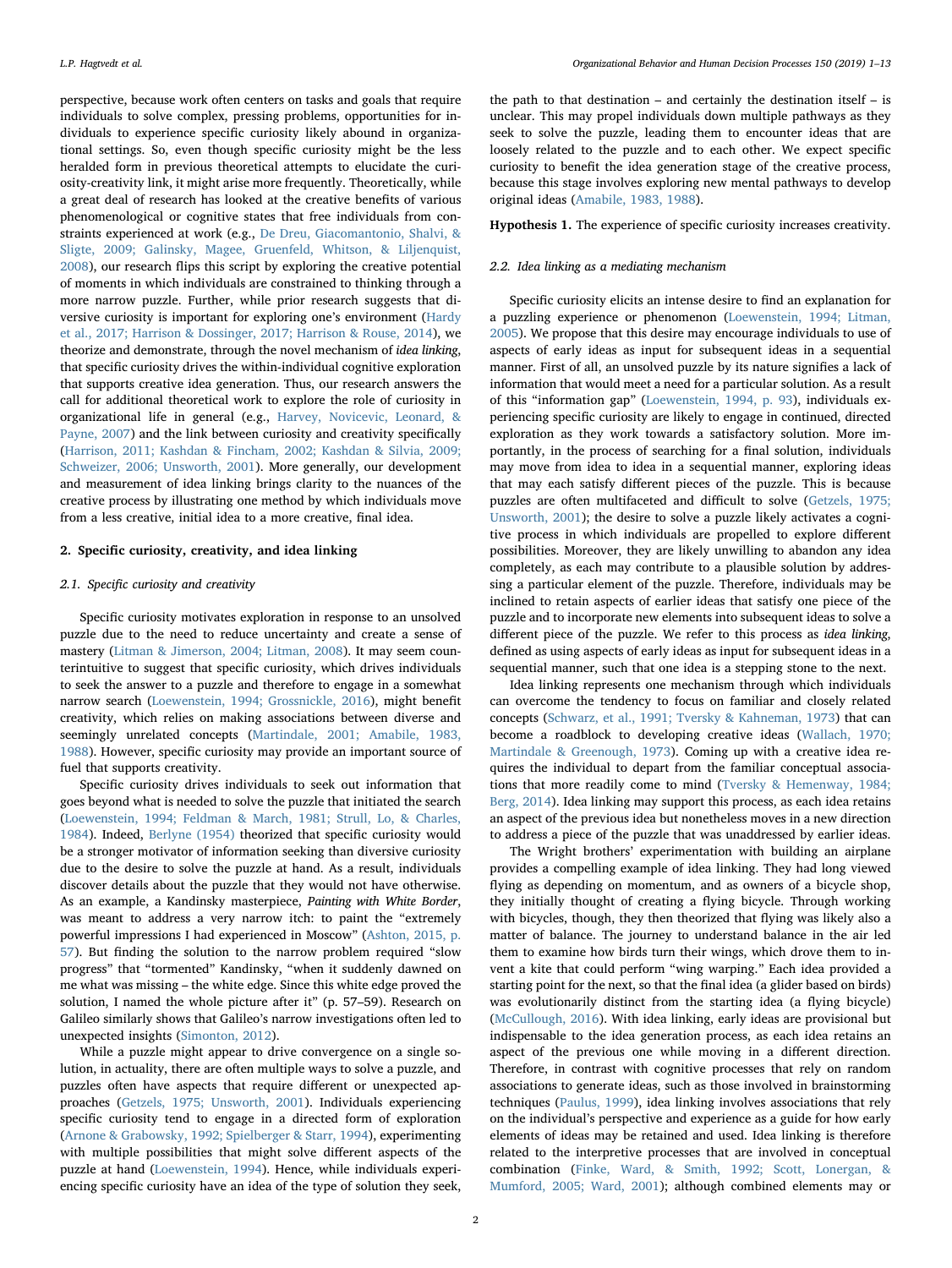perspective, because work often centers on tasks and goals that require individuals to solve complex, pressing problems, opportunities for individuals to experience specific curiosity likely abound in organizational settings. So, even though specific curiosity might be the less heralded form in previous theoretical attempts to elucidate the curiosity-creativity link, it might arise more frequently. Theoretically, while a great deal of research has looked at the creative benefits of various phenomenological or cognitive states that free individuals from constraints experienced at work (e.g., De Dreu, Giacomantonio, Shalvi, & Sligte, 2009; Galinsky, Magee, Gruenfeld, Whitson, & Liljenquist, 2008), our research flips this script by exploring the creative potential of moments in which individuals are constrained to thinking through a more narrow puzzle. Further, while prior research suggests that diversive curiosity is important for exploring one's environment (Hardy et al., 2017; Harrison & Dossinger, 2017; Harrison & Rouse, 2014), we theorize and demonstrate, through the novel mechanism of *idea linking*, that specific curiosity drives the within-individual cognitive exploration that supports creative idea generation. Thus, our research answers the call for additional theoretical work to explore the role of curiosity in organizational life in general (e.g., Harvey, Novicevic, Leonard, & Payne, 2007) and the link between curiosity and creativity specifically (Harrison, 2011; Kashdan & Fincham, 2002; Kashdan & Silvia, 2009; Schweizer, 2006; Unsworth, 2001). More generally, our development and measurement of idea linking brings clarity to the nuances of the creative process by illustrating one method by which individuals move from a less creative, initial idea to a more creative, final idea.

## 2. Specific curiosity, creativity, and idea linking

### 2.1. Specific curiosity and creativity

Specific curiosity motivates exploration in response to an unsolved puzzle due to the need to reduce uncertainty and create a sense of mastery (Litman & Jimerson, 2004; Litman, 2008). It may seem counterintuitive to suggest that specific curiosity, which drives individuals to seek the answer to a puzzle and therefore to engage in a somewhat narrow search (Loewenstein, 1994; Grossnickle, 2016), might benefit creativity, which relies on making associations between diverse and seemingly unrelated concepts (Martindale, 2001; Amabile, 1983, 1988). However, specific curiosity may provide an important source of fuel that supports creativity.

Specific curiosity drives individuals to seek out information that goes beyond what is needed to solve the puzzle that initiated the search (Loewenstein, 1994; Feldman & March, 1981; Strull, Lo, & Charles, 1984). Indeed, Berlyne (1954) theorized that specific curiosity would be a stronger motivator of information seeking than diversive curiosity due to the desire to solve the puzzle at hand. As a result, individuals discover details about the puzzle that they would not have otherwise. As an example, a Kandinsky masterpiece, *Painting with White Border*, was meant to address a very narrow itch: to paint the "extremely powerful impressions I had experienced in Moscow" (Ashton, 2015, p. 57). But finding the solution to the narrow problem required "slow progress" that "tormented" Kandinsky, "when it suddenly dawned on me what was missing – the white edge. Since this white edge proved the solution, I named the whole picture after it" (p. 57–59). Research on Galileo similarly shows that Galileo's narrow investigations often led to unexpected insights (Simonton, 2012).

While a puzzle might appear to drive convergence on a single solution, in actuality, there are often multiple ways to solve a puzzle, and puzzles often have aspects that require different or unexpected approaches (Getzels, 1975; Unsworth, 2001). Individuals experiencing specific curiosity tend to engage in a directed form of exploration (Arnone & Grabowsky, 1992; Spielberger & Starr, 1994), experimenting with multiple possibilities that might solve different aspects of the puzzle at hand (Loewenstein, 1994). Hence, while individuals experiencing specific curiosity have an idea of the type of solution they seek, the path to that destination – and certainly the destination itself – is unclear. This may propel individuals down multiple pathways as they seek to solve the puzzle, leading them to encounter ideas that are loosely related to the puzzle and to each other. We expect specific curiosity to benefit the idea generation stage of the creative process, because this stage involves exploring new mental pathways to develop original ideas (Amabile, 1983, 1988).

**Hypothesis 1.** The experience of specific curiosity increases creativity.

### 2.2. Idea linking as a mediating mechanism

Specific curiosity elicits an intense desire to find an explanation for a puzzling experience or phenomenon (Loewenstein, 1994; Litman, 2005). We propose that this desire may encourage individuals to use of aspects of early ideas as input for subsequent ideas in a sequential manner. First of all, an unsolved puzzle by its nature signifies a lack of information that would meet a need for a particular solution. As a result of this "information gap" (Loewenstein, 1994, p. 93), individuals experiencing specific curiosity are likely to engage in continued, directed exploration as they work towards a satisfactory solution. More importantly, in the process of searching for a final solution, individuals may move from idea to idea in a sequential manner, exploring ideas that may each satisfy different pieces of the puzzle. This is because puzzles are often multifaceted and difficult to solve (Getzels, 1975; Unsworth, 2001); the desire to solve a puzzle likely activates a cognitive process in which individuals are propelled to explore different possibilities. Moreover, they are likely unwilling to abandon any idea completely, as each may contribute to a plausible solution by addressing a particular element of the puzzle. Therefore, individuals may be inclined to retain aspects of earlier ideas that satisfy one piece of the puzzle and to incorporate new elements into subsequent ideas to solve a different piece of the puzzle. We refer to this process as *idea linking*, defined as using aspects of early ideas as input for subsequent ideas in a sequential manner, such that one idea is a stepping stone to the next.

Idea linking represents one mechanism through which individuals can overcome the tendency to focus on familiar and closely related concepts (Schwarz, et al., 1991; Tversky & Kahneman, 1973) that can become a roadblock to developing creative ideas (Wallach, 1970; Martindale & Greenough, 1973). Coming up with a creative idea requires the individual to depart from the familiar conceptual associations that more readily come to mind (Tversky & Hemenway, 1984; Berg, 2014). Idea linking may support this process, as each idea retains an aspect of the previous idea but nonetheless moves in a new direction to address a piece of the puzzle that was unaddressed by earlier ideas.

The Wright brothers' experimentation with building an airplane provides a compelling example of idea linking. They had long viewed flying as depending on momentum, and as owners of a bicycle shop, they initially thought of creating a flying bicycle. Through working with bicycles, though, they then theorized that flying was likely also a matter of balance. The journey to understand balance in the air led them to examine how birds turn their wings, which drove them to invent a kite that could perform "wing warping." Each idea provided a starting point for the next, so that the final idea (a glider based on birds) was evolutionarily distinct from the starting idea (a flying bicycle) (McCullough, 2016). With idea linking, early ideas are provisional but indispensable to the idea generation process, as each idea retains an aspect of the previous one while moving in a different direction. Therefore, in contrast with cognitive processes that rely on random associations to generate ideas, such as those involved in brainstorming techniques (Paulus, 1999), idea linking involves associations that rely on the individual's perspective and experience as a guide for how early elements of ideas may be retained and used. Idea linking is therefore related to the interpretive processes that are involved in conceptual combination (Finke, Ward, & Smith, 1992; Scott, Lonergan, & Mumford, 2005; Ward, 2001); although combined elements may or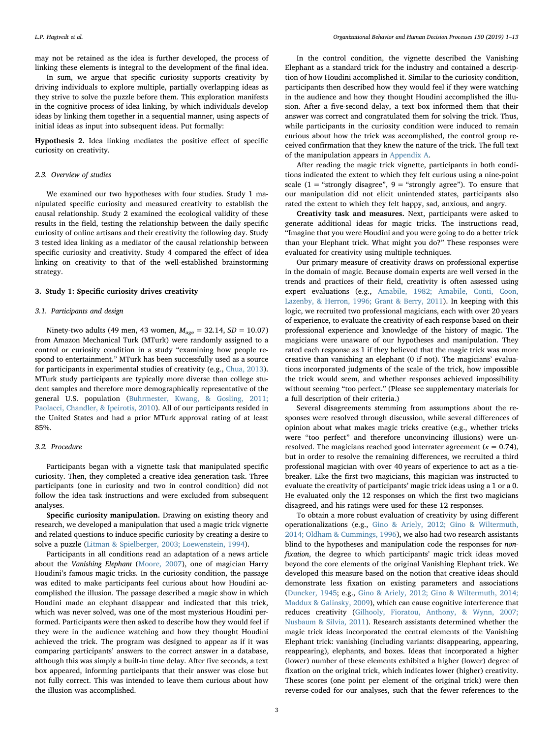may not be retained as the idea is further developed, the process of linking these elements is integral to the development of the final idea.

In sum, we argue that specific curiosity supports creativity by driving individuals to explore multiple, partially overlapping ideas as they strive to solve the puzzle before them. This exploration manifests in the cognitive process of idea linking, by which individuals develop ideas by linking them together in a sequential manner, using aspects of initial ideas as input into subsequent ideas. Put formally:

**Hypothesis 2.** Idea linking mediates the positive effect of specific curiosity on creativity.

### 2.3. Overview of studies

We examined our two hypotheses with four studies. Study 1 manipulated specific curiosity and measured creativity to establish the causal relationship. Study 2 examined the ecological validity of these results in the field, testing the relationship between the daily specific curiosity of online artisans and their creativity the following day. Study 3 tested idea linking as a mediator of the causal relationship between specific curiosity and creativity. Study 4 compared the effect of idea linking on creativity to that of the well-established brainstorming strategy.

## 3. Study 1: Specific curiosity drives creativity

### 3.1. Participants and design

Ninety-two adults (49 men, 43 women, $M_{age}$ = 32.14, $SD$ = 10.07) from Amazon Mechanical Turk (MTurk) were randomly assigned to a control or curiosity condition in a study "examining how people respond to entertainment." MTurk has been successfully used as a source for participants in experimental studies of creativity (e.g., Chua, 2013). MTurk study participants are typically more diverse than college student samples and therefore more demographically representative of the general U.S. population (Buhrmester, Kwang, & Gosling, 2011; Paolacci, Chandler, & Ipeirotis, 2010). All of our participants resided in the United States and had a prior MTurk approval rating of at least 85%.

### 3.2. Procedure

Participants began with a vignette task that manipulated specific curiosity. Then, they completed a creative idea generation task. Three participants (one in curiosity and two in control condition) did not follow the idea task instructions and were excluded from subsequent analyses.

**Specific curiosity manipulation.** Drawing on existing theory and research, we developed a manipulation that used a magic trick vignette and related questions to induce specific curiosity by creating a desire to solve a puzzle (Litman & Spielberger, 2003; Loewenstein, 1994).

Participants in all conditions read an adaptation of a news article about the *Vanishing Elephant* (Moore, 2007), one of magician Harry Houdini's famous magic tricks. In the curiosity condition, the passage was edited to make participants feel curious about how Houdini accomplished the illusion. The passage described a magic show in which Houdini made an elephant disappear and indicated that this trick, which was never solved, was one of the most mysterious Houdini performed. Participants were then asked to describe how they would feel if they were in the audience watching and how they thought Houdini achieved the trick. The program was designed to appear as if it was comparing participants' answers to the correct answer in a database, although this was simply a built-in time delay. After five seconds, a text box appeared, informing participants that their answer was close but not fully correct. This was intended to leave them curious about how the illusion was accomplished.

In the control condition, the vignette described the Vanishing Elephant as a standard trick for the industry and contained a description of how Houdini accomplished it. Similar to the curiosity condition, participants then described how they would feel if they were watching in the audience and how they thought Houdini accomplished the illusion. After a five-second delay, a text box informed them that their answer was correct and congratulated them for solving the trick. Thus, while participants in the curiosity condition were induced to remain curious about how the trick was accomplished, the control group received confirmation that they knew the nature of the trick. The full text of the manipulation appears in Appendix A.

After reading the magic trick vignette, participants in both conditions indicated the extent to which they felt curious using a nine-point scale (1 = "strongly disagree", 9 = "strongly agree"). To ensure that our manipulation did not elicit unintended states, participants also rated the extent to which they felt happy, sad, anxious, and angry.

**Creativity task and measures.** Next, participants were asked to generate additional ideas for magic tricks. The instructions read, "Imagine that you were Houdini and you were going to do a better trick than your Elephant trick. What might you do?" These responses were evaluated for creativity using multiple techniques.

Our primary measure of creativity draws on professional expertise in the domain of magic. Because domain experts are well versed in the trends and practices of their field, creativity is often assessed using expert evaluations (e.g., Amabile, 1982; Amabile, Conti, Coon, Lazenby, & Herron, 1996; Grant & Berry, 2011). In keeping with this logic, we recruited two professional magicians, each with over 20 years of experience, to evaluate the creativity of each response based on their professional experience and knowledge of the history of magic. The magicians were unaware of our hypotheses and manipulation. They rated each response as 1 if they believed that the magic trick was more creative than vanishing an elephant (0 if not). The magicians' evaluations incorporated judgments of the scale of the trick, how impossible the trick would seem, and whether responses achieved impossibility without seeming "too perfect." (Please see supplementary materials for a full description of their criteria.)

Several disagreements stemming from assumptions about the responses were resolved through discussion, while several differences of opinion about what makes magic tricks creative (e.g., whether tricks were "too perfect" and therefore unconvincing illusions) were unresolved. The magicians reached good interrater agreement ($\kappa$ = 0.74), but in order to resolve the remaining differences, we recruited a third professional magician with over 40 years of experience to act as a tie-breaker. Like the first two magicians, this magician was instructed to evaluate the creativity of participants' magic trick ideas using a 1 or a 0. He evaluated only the 12 responses on which the first two magicians disagreed, and his ratings were used for these 12 responses.

To obtain a more robust evaluation of creativity by using different operationalizations (e.g., Gino & Ariely, 2012; Gino & Wiltermuth, 2014; Oldham & Cummings, 1996), we also had two research assistants blind to the hypotheses and manipulation code the responses for *non-fixation*, the degree to which participants' magic trick ideas moved beyond the core elements of the original Vanishing Elephant trick. We developed this measure based on the notion that creative ideas should demonstrate less fixation on existing parameters and associations (Duncker, 1945; e.g., Gino & Ariely, 2012; Gino & Wiltermuth, 2014; Maddux & Galinsky, 2009), which can cause cognitive interference that reduces creativity (Gilhooly, Fioratou, Anthony, & Wynn, 2007; Nusbaum & Silvia, 2011). Research assistants determined whether the magic trick ideas incorporated the central elements of the Vanishing Elephant trick: vanishing (including variants: disappearing, appearing, reappearing), elephants, and boxes. Ideas that incorporated a higher (lower) number of these elements exhibited a higher (lower) degree of fixation on the original trick, which indicates lower (higher) creativity. These scores (one point per element of the original trick) were then reverse-coded for our analyses, such that the fewer references to the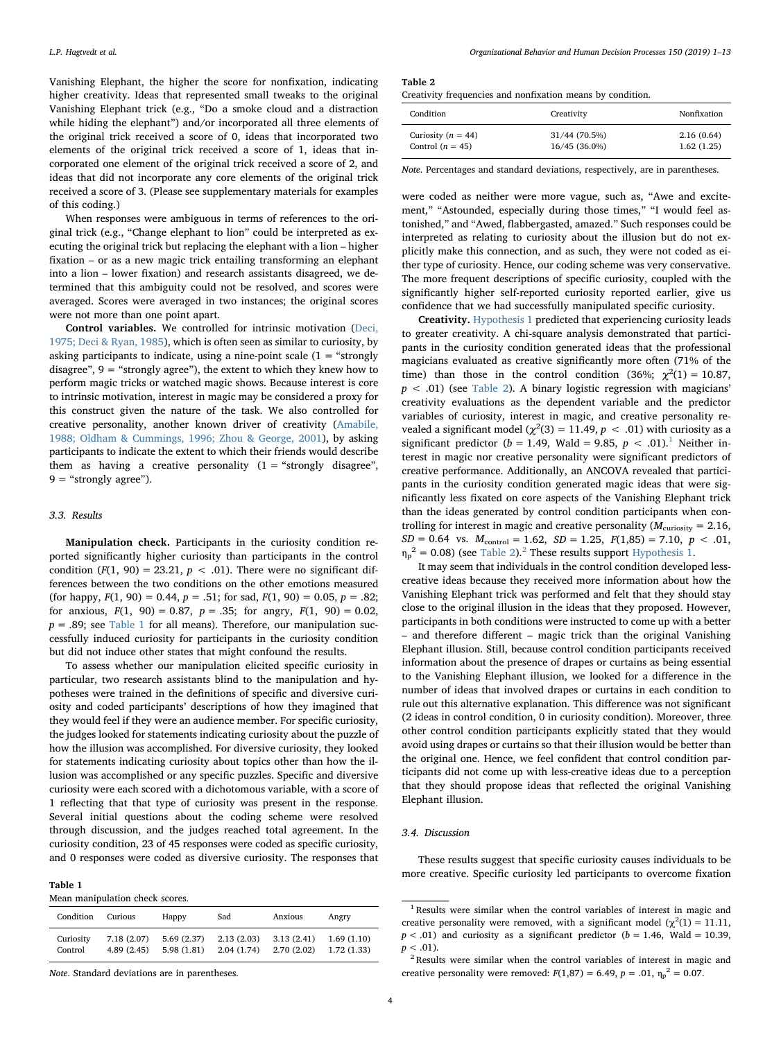Vanishing Elephant, the higher the score for nonfixation, indicating higher creativity. Ideas that represented small tweaks to the original Vanishing Elephant trick (e.g., "Do a smoke cloud and a distraction while hiding the elephant") and/or incorporated all three elements of the original trick received a score of 0, ideas that incorporated two elements of the original trick received a score of 1, ideas that incorporated one element of the original trick received a score of 2, and ideas that did not incorporate any core elements of the original trick received a score of 3. (Please see supplementary materials for examples of this coding.)

When responses were ambiguous in terms of references to the original trick (e.g., "Change elephant to lion" could be interpreted as executing the original trick but replacing the elephant with a lion – higher fixation – or as a new magic trick entailing transforming an elephant into a lion – lower fixation) and research assistants disagreed, we determined that this ambiguity could not be resolved, and scores were averaged. Scores were averaged in two instances; the original scores were not more than one point apart.

**Control variables.** We controlled for intrinsic motivation (Deci, 1975; Deci & Ryan, 1985), which is often seen as similar to curiosity, by asking participants to indicate, using a nine-point scale (1 = "strongly disagree", 9 = "strongly agree"), the extent to which they knew how to perform magic tricks or watched magic shows. Because interest is core to intrinsic motivation, interest in magic may be considered a proxy for this construct given the nature of the task. We also controlled for creative personality, another known driver of creativity (Amabile, 1988; Oldham & Cummings, 1996; Zhou & George, 2001), by asking participants to indicate the extent to which their friends would describe them as having a creative personality (1 = "strongly disagree", 9 = "strongly agree").

### 3.3. Results

**Manipulation check.** Participants in the curiosity condition reported significantly higher curiosity than participants in the control condition ($F(1, 90) = 23.21$, $p < .01$). There were no significant differences between the two conditions on the other emotions measured (for happy, $F(1, 90) = 0.44$, $p = .51$; for sad, $F(1, 90) = 0.05$, $p = .82$; for anxious, $F(1, 90) = 0.87$, $p = .35$; for angry, $F(1, 90) = 0.02$, $p = .89$; see Table 1 for all means). Therefore, our manipulation successfully induced curiosity for participants in the curiosity condition but did not induce other states that might confound the results.

To assess whether our manipulation elicited specific curiosity in particular, two research assistants blind to the manipulation and hypotheses were trained in the definitions of specific and diversive curiosity and coded participants' descriptions of how they imagined that they would feel if they were an audience member. For specific curiosity, the judges looked for statements indicating curiosity about the puzzle of how the illusion was accomplished. For diversive curiosity, they looked for statements indicating curiosity about topics other than how the illusion was accomplished or any specific puzzles. Specific and diversive curiosity were each scored with a dichotomous variable, with a score of 1 reflecting that that type of curiosity was present in the response. Several initial questions about the coding scheme were resolved through discussion, and the judges reached total agreement. In the curiosity condition, 23 of 45 responses were coded as specific curiosity, and 0 responses were coded as diversive curiosity. The responses that were coded as neither were more vague, such as, "Awe and excitement," "Astounded, especially during those times," "I would feel astonished," and "Awed, flabbergasted, amazed." Such responses could be interpreted as relating to curiosity about the illusion but do not explicitly make this connection, and as such, they were not coded as either type of curiosity. Hence, our coding scheme was very conservative. The more frequent descriptions of specific curiosity, coupled with the significantly higher self-reported curiosity reported earlier, give us confidence that we had successfully manipulated specific curiosity.

**Table 1**
Mean manipulation check scores.

| Condition | Curious | Happy | Sad | Anxious | Angry |
|---|---|---|---|---|---|
| Curiosity | 7.18 (2.07) | 5.69 (2.37) | 2.13 (2.03) | 3.13 (2.41) | 1.69 (1.10) |
| Control | 4.89 (2.45) | 5.98 (1.81) | 2.04 (1.74) | 2.70 (2.02) | 1.72 (1.33) |

*Note*. Standard deviations are in parentheses.

**Creativity.** Hypothesis 1 predicted that experiencing curiosity leads to greater creativity. A chi-square analysis demonstrated that participants in the curiosity condition generated ideas that the professional magicians evaluated as creative significantly more often (71% of the time) than those in the control condition (36%; $\chi^2(1) = 10.87$, $p < .01$) (see Table 2). A binary logistic regression with magicians' creativity evaluations as the dependent variable and the predictor variables of curiosity, interest in magic, and creative personality revealed a significant model ($\chi^2(3) = 11.49$, $p < .01$) with curiosity as a significant predictor ($b = 1.49$, Wald = 9.85, $p < .01$).[1] Neither interest in magic nor creative personality were significant predictors of creative performance. Additionally, an ANCOVA revealed that participants in the curiosity condition generated magic ideas that were significantly less fixated on core aspects of the Vanishing Elephant trick than the ideas generated by control condition participants when controlling for interest in magic and creative personality ($M_{curiosity} = 2.16$, $SD = 0.64$ vs. $M_{control} = 1.62$, $SD = 1.25$, $F(1,85) = 7.10$, $p < .01$, $\eta_p^2 = 0.08$) (see Table 2).[2] These results support Hypothesis 1.

**Table 2**
Creativity frequencies and nonfixation means by condition.

| Condition | Creativity | Nonfixation |
|---|---|---|
| Curiosity ($n = 44$) | 31/44 (70.5%) | 2.16 (0.64) |
| Control ($n = 45$) | 16/45 (36.0%) | 1.62 (1.25) |

*Note*. Percentages and standard deviations, respectively, are in parentheses.

It may seem that individuals in the control condition developed less-creative ideas because they received more information about how the Vanishing Elephant trick was performed and felt that they should stay close to the original illusion in the ideas that they proposed. However, participants in both conditions were instructed to come up with a better – and therefore different – magic trick than the original Vanishing Elephant illusion. Still, because control condition participants received information about the presence of drapes or curtains as being essential to the Vanishing Elephant illusion, we looked for a difference in the number of ideas that involved drapes or curtains in each condition to rule out this alternative explanation. This difference was not significant (2 ideas in control condition, 0 in curiosity condition). Moreover, three other control condition participants explicitly stated that they would avoid using drapes or curtains so that their illusion would be better than the original one. Hence, we feel confident that control condition participants did not come up with less-creative ideas due to a perception that they should propose ideas that reflected the original Vanishing Elephant illusion.

### 3.4. Discussion

These results suggest that specific curiosity causes individuals to be more creative. Specific curiosity led participants to overcome fixation

[1] Results were similar when the control variables of interest in magic and creative personality were removed, with a significant model ($\chi^2(1) = 11.11$, $p < .01$) and curiosity as a significant predictor ($b = 1.46$, Wald = 10.39, $p < .01$).

[2] Results were similar when the control variables of interest in magic and creative personality were removed: $F(1,87) = 6.49$, $p = .01$, $\eta_p^2 = 0.07$.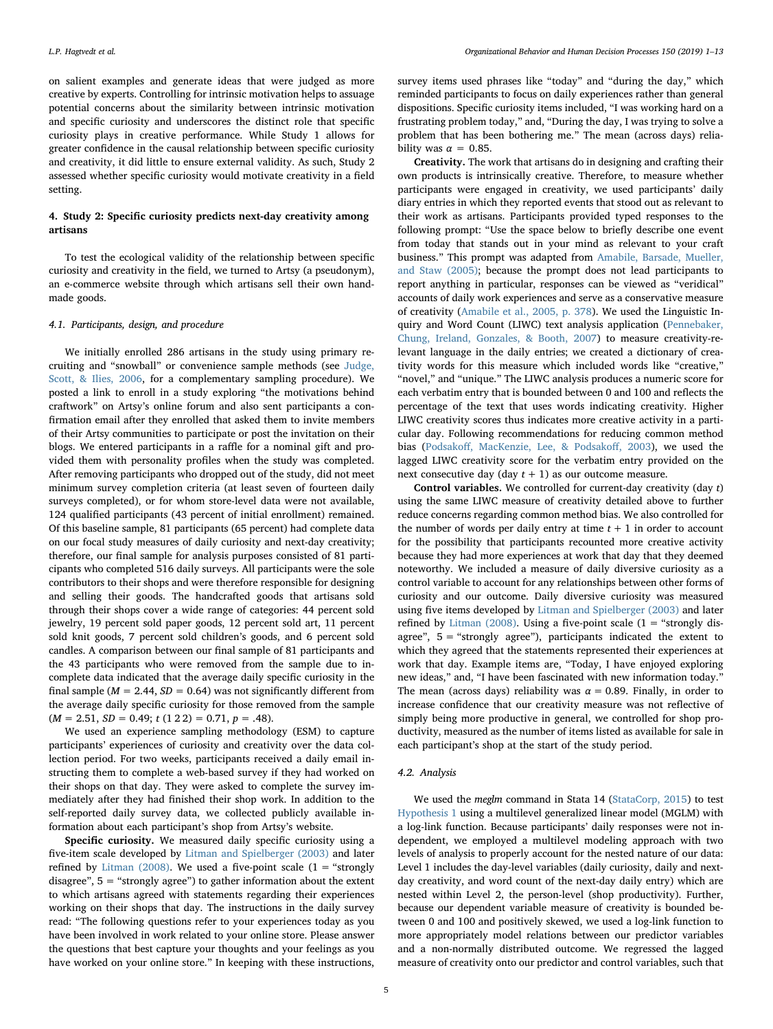on salient examples and generate ideas that were judged as more creative by experts. Controlling for intrinsic motivation helps to assuage potential concerns about the similarity between intrinsic motivation and specific curiosity and underscores the distinct role that specific curiosity plays in creative performance. While Study 1 allows for greater confidence in the causal relationship between specific curiosity and creativity, it did little to ensure external validity. As such, Study 2 assessed whether specific curiosity would motivate creativity in a field setting.

## 4. Study 2: Specific curiosity predicts next-day creativity among artisans

To test the ecological validity of the relationship between specific curiosity and creativity in the field, we turned to Artsy (a pseudonym), an e-commerce website through which artisans sell their own handmade goods.

### 4.1. Participants, design, and procedure

We initially enrolled 286 artisans in the study using primary recruiting and "snowball" or convenience sample methods (see Judge, Scott, & Ilies, 2006, for a complementary sampling procedure). We posted a link to enroll in a study exploring "the motivations behind craftwork" on Artsy's online forum and also sent participants a confirmation email after they enrolled that asked them to invite members of their Artsy communities to participate or post the invitation on their blogs. We entered participants in a raffle for a nominal gift and provided them with personality profiles when the study was completed. After removing participants who dropped out of the study, did not meet minimum survey completion criteria (at least seven of fourteen daily surveys completed), or for whom store-level data were not available, 124 qualified participants (43 percent of initial enrollment) remained. Of this baseline sample, 81 participants (65 percent) had complete data on our focal study measures of daily curiosity and next-day creativity; therefore, our final sample for analysis purposes consisted of 81 participants who completed 516 daily surveys. All participants were the sole contributors to their shops and were therefore responsible for designing and selling their goods. The handcrafted goods that artisans sold through their shops cover a wide range of categories: 44 percent sold jewelry, 19 percent sold paper goods, 12 percent sold art, 11 percent sold knit goods, 7 percent sold children's goods, and 6 percent sold candles. A comparison between our final sample of 81 participants and the 43 participants who were removed from the sample due to incomplete data indicated that the average daily specific curiosity in the final sample ($M = 2.44$, $SD = 0.64$) was not significantly different from the average daily specific curiosity for those removed from the sample ($M = 2.51$, $SD = 0.49$; $t$ (1 2 2) = 0.71, $p = .48$).

We used an experience sampling methodology (ESM) to capture participants' experiences of curiosity and creativity over the data collection period. For two weeks, participants received a daily email instructing them to complete a web-based survey if they had worked on their shops on that day. They were asked to complete the survey immediately after they had finished their shop work. In addition to the self-reported daily survey data, we collected publicly available information about each participant's shop from Artsy's website.

**Specific curiosity.** We measured daily specific curiosity using a five-item scale developed by Litman and Spielberger (2003) and later refined by Litman (2008). We used a five-point scale (1 = "strongly disagree", 5 = "strongly agree") to gather information about the extent to which artisans agreed with statements regarding their experiences working on their shops that day. The instructions in the daily survey read: "The following questions refer to your experiences today as you have been involved in work related to your online store. Please answer the questions that best capture your thoughts and your feelings as you have worked on your online store." In keeping with these instructions, survey items used phrases like "today" and "during the day," which reminded participants to focus on daily experiences rather than general dispositions. Specific curiosity items included, "I was working hard on a frustrating problem today," and, "During the day, I was trying to solve a problem that has been bothering me." The mean (across days) reliability was $\alpha = 0.85$.

**Creativity.** The work that artisans do in designing and crafting their own products is intrinsically creative. Therefore, to measure whether participants were engaged in creativity, we used participants' daily diary entries in which they reported events that stood out as relevant to their work as artisans. Participants provided typed responses to the following prompt: "Use the space below to briefly describe one event from today that stands out in your mind as relevant to your craft business." This prompt was adapted from Amabile, Barsade, Mueller, and Staw (2005); because the prompt does not lead participants to report anything in particular, responses can be viewed as "veridical" accounts of daily work experiences and serve as a conservative measure of creativity (Amabile et al., 2005, p. 378). We used the Linguistic Inquiry and Word Count (LIWC) text analysis application (Pennebaker, Chung, Ireland, Gonzales, & Booth, 2007) to measure creativity-relevant language in the daily entries; we created a dictionary of creativity words for this measure which included words like "creative," "novel," and "unique." The LIWC analysis produces a numeric score for each verbatim entry that is bounded between 0 and 100 and reflects the percentage of the text that uses words indicating creativity. Higher LIWC creativity scores thus indicates more creative activity in a particular day. Following recommendations for reducing common method bias (Podsakoff, MacKenzie, Lee, & Podsakoff, 2003), we used the lagged LIWC creativity score for the verbatim entry provided on the next consecutive day (day $t + 1$) as our outcome measure.

**Control variables.** We controlled for current-day creativity (day $t$) using the same LIWC measure of creativity detailed above to further reduce concerns regarding common method bias. We also controlled for the number of words per daily entry at time $t + 1$ in order to account for the possibility that participants recounted more creative activity because they had more experiences at work that day that they deemed noteworthy. We included a measure of daily diversive curiosity as a control variable to account for any relationships between other forms of curiosity and our outcome. Daily diversive curiosity was measured using five items developed by Litman and Spielberger (2003) and later refined by Litman (2008). Using a five-point scale (1 = "strongly disagree", 5 = "strongly agree"), participants indicated the extent to which they agreed that the statements represented their experiences at work that day. Example items are, "Today, I have enjoyed exploring new ideas," and, "I have been fascinated with new information today." The mean (across days) reliability was $\alpha = 0.89$. Finally, in order to increase confidence that our creativity measure was not reflective of simply being more productive in general, we controlled for shop productivity, measured as the number of items listed as available for sale in each participant's shop at the start of the study period.

### 4.2. Analysis

We used the *meglm* command in Stata 14 (StataCorp, 2015) to test Hypothesis 1 using a multilevel generalized linear model (MGLM) with a log-link function. Because participants' daily responses were not independent, we employed a multilevel modeling approach with two levels of analysis to properly account for the nested nature of our data: Level 1 includes the day-level variables (daily curiosity, daily and next-day creativity, and word count of the next-day daily entry) which are nested within Level 2, the person-level (shop productivity). Further, because our dependent variable measure of creativity is bounded between 0 and 100 and positively skewed, we used a log-link function to more appropriately model relations between our predictor variables and a non-normally distributed outcome. We regressed the lagged measure of creativity onto our predictor and control variables, such that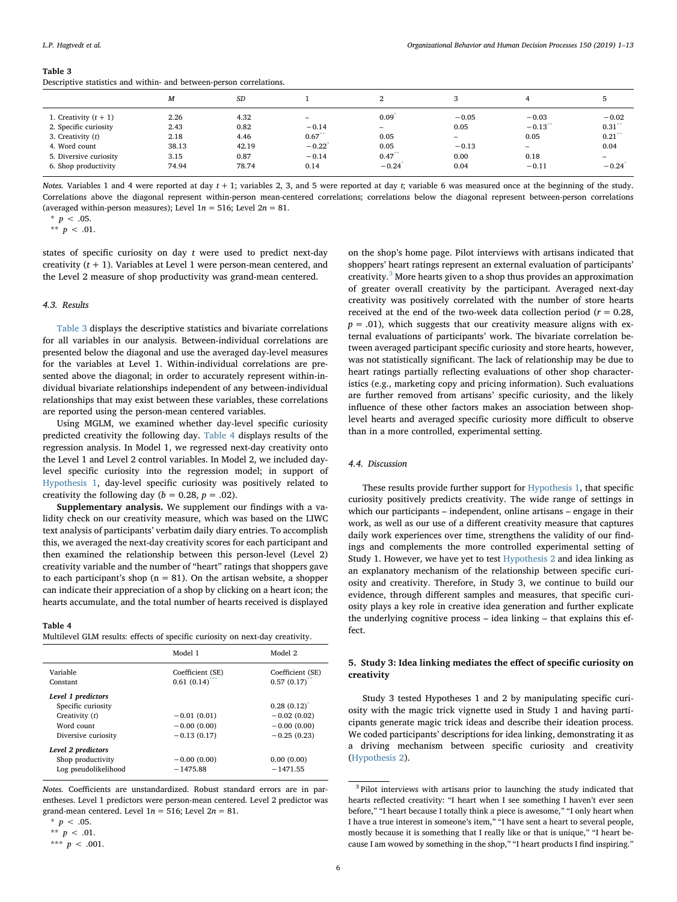**Table 3**
Descriptive statistics and within- and between-person correlations.

| | $M$ | $SD$ | 1 | 2 | 3 | 4 | 5 |
|---|---|---|---|---|---|---|---|
| 1. Creativity ($t$ + 1) | 2.26 | 4.32 | – | 0.09* | −0.05 | −0.03 | −0.02 |
| 2. Specific curiosity | 2.43 | 0.82 | −0.14 | – | 0.05 | −0.13** | 0.31** |
| 3. Creativity ($t$) | 2.18 | 4.46 | 0.67** | 0.05 | – | 0.05 | 0.21** |
| 4. Word count | 38.13 | 42.19 | −0.22* | 0.05 | −0.13 | – | 0.04 |
| 5. Diversive curiosity | 3.15 | 0.87 | −0.14 | 0.47** | 0.00 | 0.18 | – |
| 6. Shop productivity | 74.94 | 78.74 | 0.14 | −0.24* | 0.04 | −0.11 | −0.24* |

*Notes.* Variables 1 and 4 were reported at day $t + 1$; variables 2, 3, and 5 were reported at day $t$; variable 6 was measured once at the beginning of the study. Correlations above the diagonal represent within-person mean-centered correlations; correlations below the diagonal represent between-person correlations (averaged within-person measures); Level 1$n$ = 516; Level 2$n$ = 81.

\* $p < .05$.
\*\* $p < .01$.

states of specific curiosity on day $t$ were used to predict next-day creativity ($t$ + 1). Variables at Level 1 were person-mean centered, and the Level 2 measure of shop productivity was grand-mean centered.

### 4.3. Results

Table 3 displays the descriptive statistics and bivariate correlations for all variables in our analysis. Between-individual correlations are presented below the diagonal and use the averaged day-level measures for the variables at Level 1. Within-individual correlations are presented above the diagonal; in order to accurately represent within-individual bivariate relationships independent of any between-individual relationships that may exist between these variables, these correlations are reported using the person-mean centered variables.

Using MGLM, we examined whether day-level specific curiosity predicted creativity the following day. Table 4 displays results of the regression analysis. In Model 1, we regressed next-day creativity onto the Level 1 and Level 2 control variables. In Model 2, we included day-level specific curiosity into the regression model; in support of Hypothesis 1, day-level specific curiosity was positively related to creativity the following day ($b$ = 0.28, $p$ = .02).

**Supplementary analysis.** We supplement our findings with a validity check on our creativity measure, which was based on the LIWC text analysis of participants' verbatim daily diary entries. To accomplish this, we averaged the next-day creativity scores for each participant and then examined the relationship between this person-level (Level 2) creativity variable and the number of "heart" ratings that shoppers gave to each participant's shop (n = 81). On the artisan website, a shopper can indicate their appreciation of a shop by clicking on a heart icon; the hearts accumulate, and the total number of hearts received is displayed on the shop's home page. Pilot interviews with artisans indicated that shoppers' heart ratings represent an external evaluation of participants' creativity.[3] More hearts given to a shop thus provides an approximation of greater overall creativity by the participant. Averaged next-day creativity was positively correlated with the number of store hearts received at the end of the two-week data collection period ($r$ = 0.28, $p$ = .01), which suggests that our creativity measure aligns with external evaluations of participants' work. The bivariate correlation between averaged participant specific curiosity and store hearts, however, was not statistically significant. The lack of relationship may be due to heart ratings partially reflecting evaluations of other shop characteristics (e.g., marketing copy and pricing information). Such evaluations are further removed from artisans' specific curiosity, and the likely influence of these other factors makes an association between shop-level hearts and averaged specific curiosity more difficult to observe than in a more controlled, experimental setting.

**Table 4**
Multilevel GLM results: effects of specific curiosity on next-day creativity.

| | Model 1 | Model 2 |
|---|---|---|
| Variable | Coefficient (SE) | Coefficient (SE) |
| Constant | 0.61 (0.14)*** | 0.57 (0.17)** |
| ***Level 1 predictors*** | | |
| Specific curiosity | | 0.28 (0.12)* |
| Creativity ($t$) | −0.01 (0.01) | −0.02 (0.02) |
| Word count | −0.00 (0.00) | −0.00 (0.00) |
| Diversive curiosity | −0.13 (0.17) | −0.25 (0.23) |
| ***Level 2 predictors*** | | |
| Shop productivity | −0.00 (0.00) | 0.00 (0.00) |
| Log pseudolikelihood | −1475.88 | −1471.55 |

*Notes.* Coefficients are unstandardized. Robust standard errors are in parentheses. Level 1 predictors were person-mean centered. Level 2 predictor was grand-mean centered. Level 1$n$ = 516; Level 2$n$ = 81.

\* $p < .05$.
\*\* $p < .01$.
\*\*\* $p < .001$.

### 4.4. Discussion

These results provide further support for Hypothesis 1, that specific curiosity positively predicts creativity. The wide range of settings in which our participants – independent, online artisans – engage in their work, as well as our use of a different creativity measure that captures daily work experiences over time, strengthens the validity of our findings and complements the more controlled experimental setting of Study 1. However, we have yet to test Hypothesis 2 and idea linking as an explanatory mechanism of the relationship between specific curiosity and creativity. Therefore, in Study 3, we continue to build our evidence, through different samples and measures, that specific curiosity plays a key role in creative idea generation and further explicate the underlying cognitive process – idea linking – that explains this effect.

## 5. Study 3: Idea linking mediates the effect of specific curiosity on creativity

Study 3 tested Hypotheses 1 and 2 by manipulating specific curiosity with the magic trick vignette used in Study 1 and having participants generate magic trick ideas and describe their ideation process. We coded participants' descriptions for idea linking, demonstrating it as a driving mechanism between specific curiosity and creativity (Hypothesis 2).

---

[3] Pilot interviews with artisans prior to launching the study indicated that hearts reflected creativity: "I heart when I see something I haven't ever seen before," "I heart because I totally think a piece is awesome," "I only heart when I have a true interest in someone's item," "I have sent a heart to several people, mostly because it is something that I really like or that is unique," "I heart because I am wowed by something in the shop," "I heart products I find inspiring."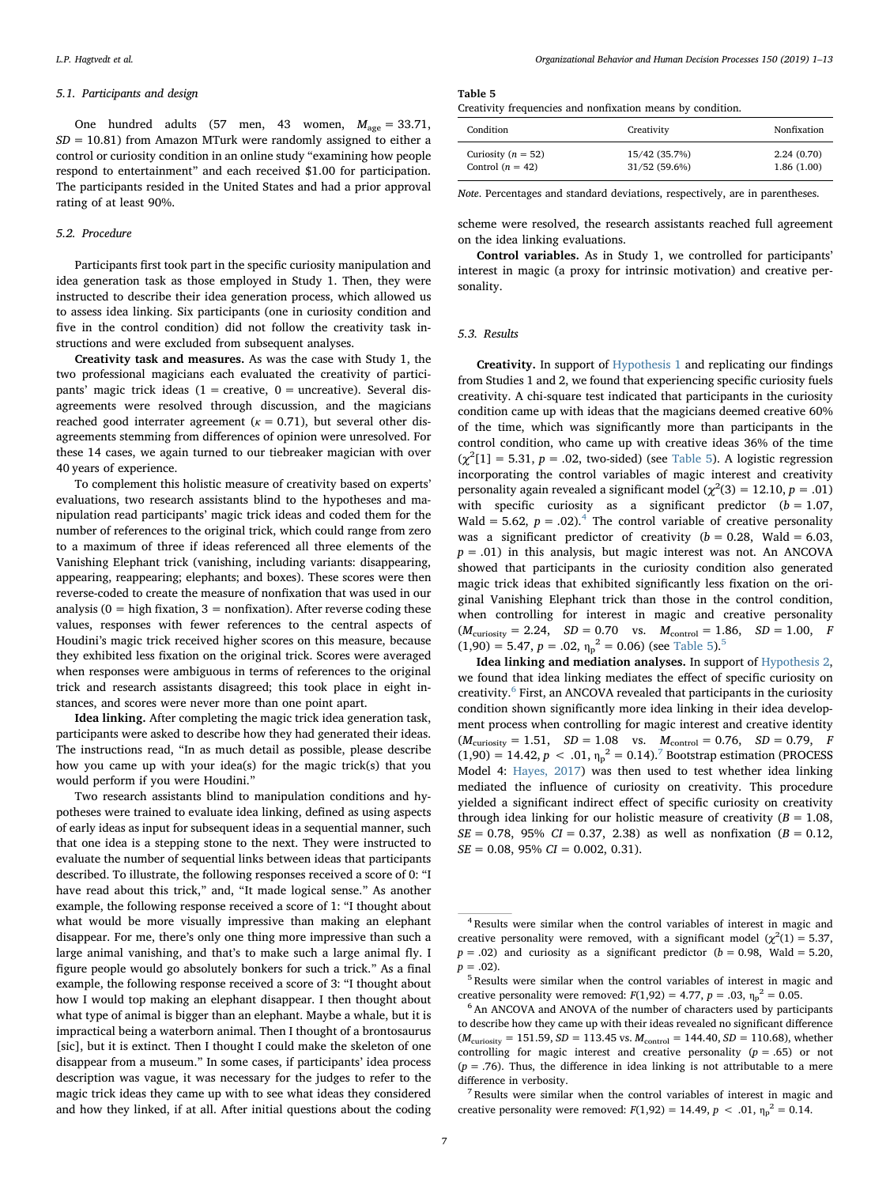### 5.1. Participants and design

One hundred adults (57 men, 43 women, $M_{age} = 33.71$, $SD = 10.81$) from Amazon MTurk were randomly assigned to either a control or curiosity condition in an online study "examining how people respond to entertainment" and each received $1.00 for participation. The participants resided in the United States and had a prior approval rating of at least 90%.

### 5.2. Procedure

Participants first took part in the specific curiosity manipulation and idea generation task as those employed in Study 1. Then, they were instructed to describe their idea generation process, which allowed us to assess idea linking. Six participants (one in curiosity condition and five in the control condition) did not follow the creativity task instructions and were excluded from subsequent analyses.

**Creativity task and measures.** As was the case with Study 1, the two professional magicians each evaluated the creativity of participants' magic trick ideas (1 = creative, 0 = uncreative). Several disagreements were resolved through discussion, and the magicians reached good interrater agreement ($\kappa = 0.71$), but several other disagreements stemming from differences of opinion were unresolved. For these 14 cases, we again turned to our tiebreaker magician with over 40 years of experience.

To complement this holistic measure of creativity based on experts' evaluations, two research assistants blind to the hypotheses and manipulation read participants' magic trick ideas and coded them for the number of references to the original trick, which could range from zero to a maximum of three if ideas referenced all three elements of the Vanishing Elephant trick (vanishing, including variants: disappearing, appearing, reappearing; elephants; and boxes). These scores were then reverse-coded to create the measure of nonfixation that was used in our analysis (0 = high fixation, 3 = nonfixation). After reverse coding these values, responses with fewer references to the central aspects of Houdini's magic trick received higher scores on this measure, because they exhibited less fixation on the original trick. Scores were averaged when responses were ambiguous in terms of references to the original trick and research assistants disagreed; this took place in eight instances, and scores were never more than one point apart.

**Idea linking.** After completing the magic trick idea generation task, participants were asked to describe how they had generated their ideas. The instructions read, "In as much detail as possible, please describe how you came up with your idea(s) for the magic trick(s) that you would perform if you were Houdini."

Two research assistants blind to manipulation conditions and hypotheses were trained to evaluate idea linking, defined as using aspects of early ideas as input for subsequent ideas in a sequential manner, such that one idea is a stepping stone to the next. They were instructed to evaluate the number of sequential links between ideas that participants described. To illustrate, the following responses received a score of 0: "I have read about this trick," and, "It made logical sense." As another example, the following response received a score of 1: "I thought about what would be more visually impressive than making an elephant disappear. For me, there's only one thing more impressive than such a large animal vanishing, and that's to make such a large animal fly. I figure people would go absolutely bonkers for such a trick." As a final example, the following response received a score of 3: "I thought about how I would top making an elephant disappear. I then thought about what type of animal is bigger than an elephant. Maybe a whale, but it is impractical being a waterborn animal. Then I thought of a brontosaurus [sic], but it is extinct. Then I thought I could make the skeleton of one disappear from a museum." In some cases, if participants' idea process description was vague, it was necessary for the judges to refer to the magic trick ideas they came up with to see what ideas they considered and how they linked, if at all. After initial questions about the coding scheme were resolved, the research assistants reached full agreement on the idea linking evaluations.

**Table 5**
Creativity frequencies and nonfixation means by condition.

| Condition | Creativity | Nonfixation |
|---|---|---|
| Curiosity ($n = 52$) | 15/42 (35.7%) | 2.24 (0.70) |
| Control ($n = 42$) | 31/52 (59.6%) | 1.86 (1.00) |

*Note.* Percentages and standard deviations, respectively, are in parentheses.

**Control variables.** As in Study 1, we controlled for participants' interest in magic (a proxy for intrinsic motivation) and creative personality.

### 5.3. Results

**Creativity.** In support of Hypothesis 1 and replicating our findings from Studies 1 and 2, we found that experiencing specific curiosity fuels creativity. A chi-square test indicated that participants in the curiosity condition came up with ideas that the magicians deemed creative 60% of the time, which was significantly more than participants in the control condition, who came up with creative ideas 36% of the time ($\chi^2[1] = 5.31$, $p = .02$, two-sided) (see Table 5). A logistic regression incorporating the control variables of magic interest and creativity personality again revealed a significant model ($\chi^2(3) = 12.10$, $p = .01$) with specific curiosity as a significant predictor ($b = 1.07$, Wald = 5.62, $p = .02$).[4] The control variable of creative personality was a significant predictor of creativity ($b = 0.28$, Wald = 6.03, $p = .01$) in this analysis, but magic interest was not. An ANCOVA showed that participants in the curiosity condition also generated magic trick ideas that exhibited significantly less fixation on the original Vanishing Elephant trick than those in the control condition, when controlling for interest in magic and creative personality ($M_{curiosity} = 2.24$, $SD = 0.70$ vs. $M_{control} = 1.86$, $SD = 1.00$, $F(1,90) = 5.47$, $p = .02$, $\eta_p^2 = 0.06$) (see Table 5).[5]

**Idea linking and mediation analyses.** In support of Hypothesis 2, we found that idea linking mediates the effect of specific curiosity on creativity.[6] First, an ANCOVA revealed that participants in the curiosity condition shown significantly more idea linking in their idea development process when controlling for magic interest and creative identity ($M_{curiosity} = 1.51$, $SD = 1.08$ vs. $M_{control} = 0.76$, $SD = 0.79$, $F(1,90) = 14.42$, $p < .01$, $\eta_p^2 = 0.14$).[7] Bootstrap estimation (PROCESS Model 4: Hayes, 2017) was then used to test whether idea linking mediated the influence of curiosity on creativity. This procedure yielded a significant indirect effect of specific curiosity on creativity through idea linking for our holistic measure of creativity ($B = 1.08$, $SE = 0.78$, 95% $CI = 0.37$, 2.38) as well as nonfixation ($B = 0.12$, $SE = 0.08$, 95% $CI = 0.002$, 0.31).

---

[4] Results were similar when the control variables of interest in magic and creative personality were removed, with a significant model ($\chi^2(1) = 5.37$, $p = .02$) and curiosity as a significant predictor ($b = 0.98$, Wald = 5.20, $p = .02$).

[5] Results were similar when the control variables of interest in magic and creative personality were removed: $F(1,92) = 4.77$, $p = .03$, $\eta_p^2 = 0.05$.

[6] An ANCOVA and ANOVA of the number of characters used by participants to describe how they came up with their ideas revealed no significant difference ($M_{curiosity} = 151.59$, $SD = 113.45$ vs. $M_{control} = 144.40$, $SD = 110.68$), whether controlling for magic interest and creative personality ($p = .65$) or not ($p = .76$). Thus, the difference in idea linking is not attributable to a mere difference in verbosity.

[7] Results were similar when the control variables of interest in magic and creative personality were removed: $F(1,92) = 14.49$, $p < .01$, $\eta_p^2 = 0.14$.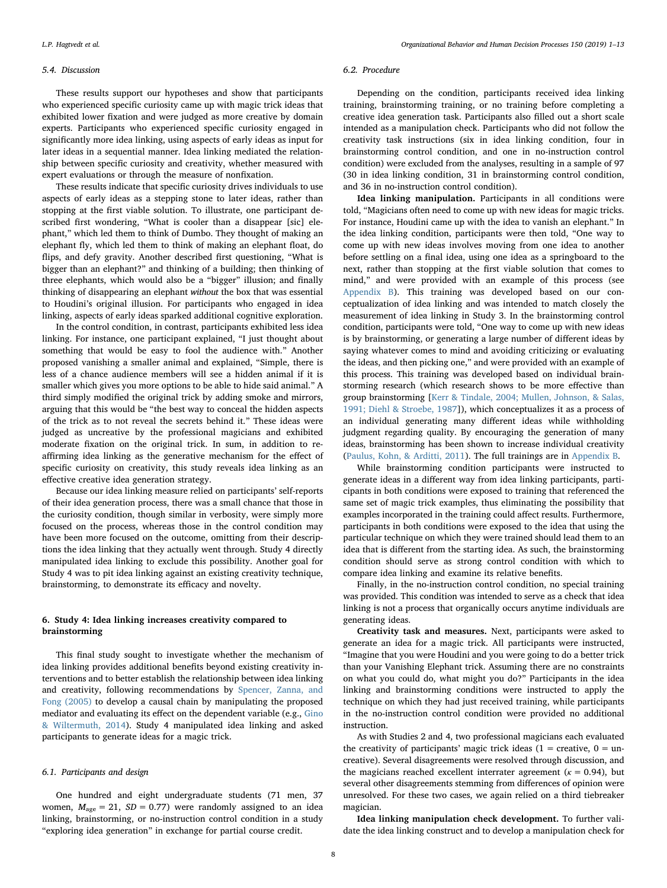### 5.4. Discussion

These results support our hypotheses and show that participants who experienced specific curiosity came up with magic trick ideas that exhibited lower fixation and were judged as more creative by domain experts. Participants who experienced specific curiosity engaged in significantly more idea linking, using aspects of early ideas as input for later ideas in a sequential manner. Idea linking mediated the relationship between specific curiosity and creativity, whether measured with expert evaluations or through the measure of nonfixation.

These results indicate that specific curiosity drives individuals to use aspects of early ideas as a stepping stone to later ideas, rather than stopping at the first viable solution. To illustrate, one participant described first wondering, "What is cooler than a disappear [sic] elephant," which led them to think of Dumbo. They thought of making an elephant fly, which led them to think of making an elephant float, do flips, and defy gravity. Another described first questioning, "What is bigger than an elephant?" and thinking of a building; then thinking of three elephants, which would also be a "bigger" illusion; and finally thinking of disappearing an elephant *without* the box that was essential to Houdini's original illusion. For participants who engaged in idea linking, aspects of early ideas sparked additional cognitive exploration.

In the control condition, in contrast, participants exhibited less idea linking. For instance, one participant explained, "I just thought about something that would be easy to fool the audience with." Another proposed vanishing a smaller animal and explained, "Simple, there is less of a chance audience members will see a hidden animal if it is smaller which gives you more options to be able to hide said animal." A third simply modified the original trick by adding smoke and mirrors, arguing that this would be "the best way to conceal the hidden aspects of the trick as to not reveal the secrets behind it." These ideas were judged as uncreative by the professional magicians and exhibited moderate fixation on the original trick. In sum, in addition to reaffirming idea linking as the generative mechanism for the effect of specific curiosity on creativity, this study reveals idea linking as an effective creative idea generation strategy.

Because our idea linking measure relied on participants' self-reports of their idea generation process, there was a small chance that those in the curiosity condition, though similar in verbosity, were simply more focused on the process, whereas those in the control condition may have been more focused on the outcome, omitting from their descriptions the idea linking that they actually went through. Study 4 directly manipulated idea linking to exclude this possibility. Another goal for Study 4 was to pit idea linking against an existing creativity technique, brainstorming, to demonstrate its efficacy and novelty.

## 6. Study 4: Idea linking increases creativity compared to brainstorming

This final study sought to investigate whether the mechanism of idea linking provides additional benefits beyond existing creativity interventions and to better establish the relationship between idea linking and creativity, following recommendations by Spencer, Zanna, and Fong (2005) to develop a causal chain by manipulating the proposed mediator and evaluating its effect on the dependent variable (e.g., Gino & Wiltermuth, 2014). Study 4 manipulated idea linking and asked participants to generate ideas for a magic trick.

### 6.1. Participants and design

One hundred and eight undergraduate students (71 men, 37 women, $M_{age} = 21$, $SD = 0.77$) were randomly assigned to an idea linking, brainstorming, or no-instruction control condition in a study "exploring idea generation" in exchange for partial course credit.

### 6.2. Procedure

Depending on the condition, participants received idea linking training, brainstorming training, or no training before completing a creative idea generation task. Participants also filled out a short scale intended as a manipulation check. Participants who did not follow the creativity task instructions (six in idea linking condition, four in brainstorming control condition, and one in no-instruction control condition) were excluded from the analyses, resulting in a sample of 97 (30 in idea linking condition, 31 in brainstorming control condition, and 36 in no-instruction control condition).

**Idea linking manipulation.** Participants in all conditions were told, "Magicians often need to come up with new ideas for magic tricks. For instance, Houdini came up with the idea to vanish an elephant." In the idea linking condition, participants were then told, "One way to come up with new ideas involves moving from one idea to another before settling on a final idea, using one idea as a springboard to the next, rather than stopping at the first viable solution that comes to mind," and were provided with an example of this process (see Appendix B). This training was developed based on our conceptualization of idea linking and was intended to match closely the measurement of idea linking in Study 3. In the brainstorming control condition, participants were told, "One way to come up with new ideas is by brainstorming, or generating a large number of different ideas by saying whatever comes to mind and avoiding criticizing or evaluating the ideas, and then picking one," and were provided with an example of this process. This training was developed based on individual brainstorming research (which research shows to be more effective than group brainstorming [Kerr & Tindale, 2004; Mullen, Johnson, & Salas, 1991; Diehl & Stroebe, 1987]), which conceptualizes it as a process of an individual generating many different ideas while withholding judgment regarding quality. By encouraging the generation of many ideas, brainstorming has been shown to increase individual creativity (Paulus, Kohn, & Arditti, 2011). The full trainings are in Appendix B.

While brainstorming condition participants were instructed to generate ideas in a different way from idea linking participants, participants in both conditions were exposed to training that referenced the same set of magic trick examples, thus eliminating the possibility that examples incorporated in the training could affect results. Furthermore, participants in both conditions were exposed to the idea that using the particular technique on which they were trained should lead them to an idea that is different from the starting idea. As such, the brainstorming condition should serve as strong control condition with which to compare idea linking and examine its relative benefits.

Finally, in the no-instruction control condition, no special training was provided. This condition was intended to serve as a check that idea linking is not a process that organically occurs anytime individuals are generating ideas.

**Creativity task and measures.** Next, participants were asked to generate an idea for a magic trick. All participants were instructed, "Imagine that you were Houdini and you were going to do a better trick than your Vanishing Elephant trick. Assuming there are no constraints on what you could do, what might you do?" Participants in the idea linking and brainstorming conditions were instructed to apply the technique on which they had just received training, while participants in the no-instruction control condition were provided no additional instruction.

As with Studies 2 and 4, two professional magicians each evaluated the creativity of participants' magic trick ideas (1 = creative, 0 = uncreative). Several disagreements were resolved through discussion, and the magicians reached excellent interrater agreement ($\kappa = 0.94$), but several other disagreements stemming from differences of opinion were unresolved. For these two cases, we again relied on a third tiebreaker magician.

**Idea linking manipulation check development.** To further validate the idea linking construct and to develop a manipulation check for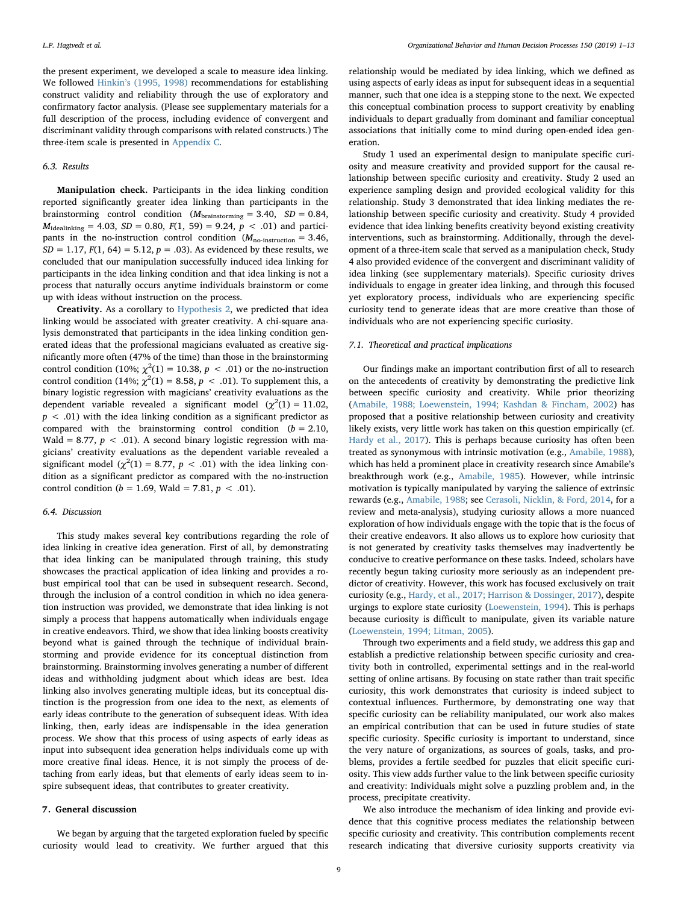the present experiment, we developed a scale to measure idea linking. We followed Hinkin's (1995, 1998) recommendations for establishing construct validity and reliability through the use of exploratory and confirmatory factor analysis. (Please see supplementary materials for a full description of the process, including evidence of convergent and discriminant validity through comparisons with related constructs.) The three-item scale is presented in Appendix C.

### 6.3. Results

**Manipulation check.** Participants in the idea linking condition reported significantly greater idea linking than participants in the brainstorming control condition ($M_{brainstorming} = 3.40$, $SD = 0.84$, $M_{idealinking} = 4.03$, $SD = 0.80$, $F(1, 59) = 9.24$, $p < .01$) and participants in the no-instruction control condition ($M_{no\text{-}instruction} = 3.46$, $SD = 1.17$, $F(1, 64) = 5.12$, $p = .03$). As evidenced by these results, we concluded that our manipulation successfully induced idea linking for participants in the idea linking condition and that idea linking is not a process that naturally occurs anytime individuals brainstorm or come up with ideas without instruction on the process.

**Creativity.** As a corollary to Hypothesis 2, we predicted that idea linking would be associated with greater creativity. A chi-square analysis demonstrated that participants in the idea linking condition generated ideas that the professional magicians evaluated as creative significantly more often (47% of the time) than those in the brainstorming control condition (10%; $\chi^2(1) = 10.38$, $p < .01$) or the no-instruction control condition (14%; $\chi^2(1) = 8.58$, $p < .01$). To supplement this, a binary logistic regression with magicians' creativity evaluations as the dependent variable revealed a significant model ($\chi^2(1) = 11.02$, $p < .01$) with the idea linking condition as a significant predictor as compared with the brainstorming control condition ($b = 2.10$, Wald = 8.77, $p < .01$). A second binary logistic regression with magicians' creativity evaluations as the dependent variable revealed a significant model ($\chi^2(1) = 8.77$, $p < .01$) with the idea linking condition as a significant predictor as compared with the no-instruction control condition ($b = 1.69$, Wald = 7.81, $p < .01$).

### 6.4. Discussion

This study makes several key contributions regarding the role of idea linking in creative idea generation. First of all, by demonstrating that idea linking can be manipulated through training, this study showcases the practical application of idea linking and provides a robust empirical tool that can be used in subsequent research. Second, through the inclusion of a control condition in which no idea generation instruction was provided, we demonstrate that idea linking is not simply a process that happens automatically when individuals engage in creative endeavors. Third, we show that idea linking boosts creativity beyond what is gained through the technique of individual brainstorming and provide evidence for its conceptual distinction from brainstorming. Brainstorming involves generating a number of different ideas and withholding judgment about which ideas are best. Idea linking also involves generating multiple ideas, but its conceptual distinction is the progression from one idea to the next, as elements of early ideas contribute to the generation of subsequent ideas. With idea linking, then, early ideas are indispensable in the idea generation process. We show that this process of using aspects of early ideas as input into subsequent idea generation helps individuals come up with more creative final ideas. Hence, it is not simply the process of detaching from early ideas, but that elements of early ideas seem to inspire subsequent ideas, that contributes to greater creativity.

## 7. General discussion

We began by arguing that the targeted exploration fueled by specific curiosity would lead to creativity. We further argued that this relationship would be mediated by idea linking, which we defined as using aspects of early ideas as input for subsequent ideas in a sequential manner, such that one idea is a stepping stone to the next. We expected this conceptual combination process to support creativity by enabling individuals to depart gradually from dominant and familiar conceptual associations that initially come to mind during open-ended idea generation.

Study 1 used an experimental design to manipulate specific curiosity and measure creativity and provided support for the causal relationship between specific curiosity and creativity. Study 2 used an experience sampling design and provided ecological validity for this relationship. Study 3 demonstrated that idea linking mediates the relationship between specific curiosity and creativity. Study 4 provided evidence that idea linking benefits creativity beyond existing creativity interventions, such as brainstorming. Additionally, through the development of a three-item scale that served as a manipulation check, Study 4 also provided evidence of the convergent and discriminant validity of idea linking (see supplementary materials). Specific curiosity drives individuals to engage in greater idea linking, and through this focused yet exploratory process, individuals who are experiencing specific curiosity tend to generate ideas that are more creative than those of individuals who are not experiencing specific curiosity.

### 7.1. Theoretical and practical implications

Our findings make an important contribution first of all to research on the antecedents of creativity by demonstrating the predictive link between specific curiosity and creativity. While prior theorizing (Amabile, 1988; Loewenstein, 1994; Kashdan & Fincham, 2002) has proposed that a positive relationship between curiosity and creativity likely exists, very little work has taken on this question empirically (cf. Hardy et al., 2017). This is perhaps because curiosity has often been treated as synonymous with intrinsic motivation (e.g., Amabile, 1988), which has held a prominent place in creativity research since Amabile's breakthrough work (e.g., Amabile, 1985). However, while intrinsic motivation is typically manipulated by varying the salience of extrinsic rewards (e.g., Amabile, 1988; see Cerasoli, Nicklin, & Ford, 2014, for a review and meta-analysis), studying curiosity allows a more nuanced exploration of how individuals engage with the topic that is the focus of their creative endeavors. It also allows us to explore how curiosity that is not generated by creativity tasks themselves may inadvertently be conducive to creative performance on these tasks. Indeed, scholars have recently begun taking curiosity more seriously as an independent predictor of creativity. However, this work has focused exclusively on trait curiosity (e.g., Hardy, et al., 2017; Harrison & Dossinger, 2017), despite urgings to explore state curiosity (Loewenstein, 1994). This is perhaps because curiosity is difficult to manipulate, given its variable nature (Loewenstein, 1994; Litman, 2005).

Through two experiments and a field study, we address this gap and establish a predictive relationship between specific curiosity and creativity both in controlled, experimental settings and in the real-world setting of online artisans. By focusing on state rather than trait specific curiosity, this work demonstrates that curiosity is indeed subject to contextual influences. Furthermore, by demonstrating one way that specific curiosity can be reliability manipulated, our work also makes an empirical contribution that can be used in future studies of state specific curiosity. Specific curiosity is important to understand, since the very nature of organizations, as sources of goals, tasks, and problems, provides a fertile seedbed for puzzles that elicit specific curiosity. This view adds further value to the link between specific curiosity and creativity: Individuals might solve a puzzling problem and, in the process, precipitate creativity.

We also introduce the mechanism of idea linking and provide evidence that this cognitive process mediates the relationship between specific curiosity and creativity. This contribution complements recent research indicating that diversive curiosity supports creativity via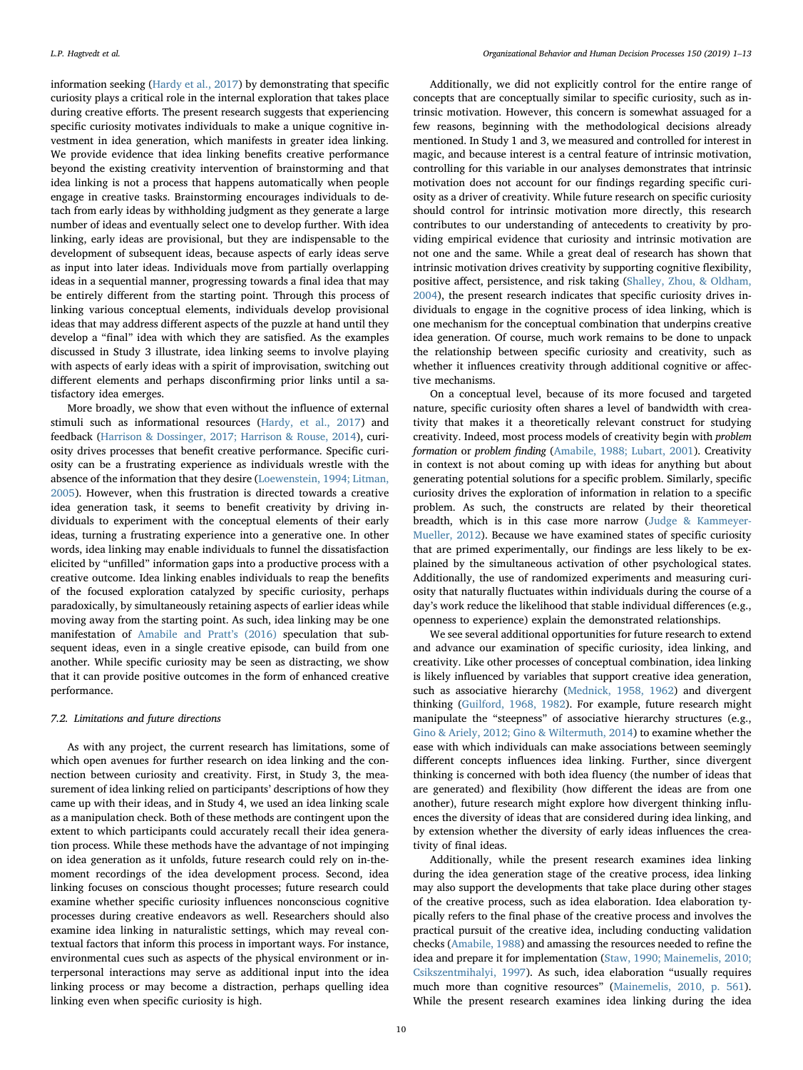information seeking (Hardy et al., 2017) by demonstrating that specific curiosity plays a critical role in the internal exploration that takes place during creative efforts. The present research suggests that experiencing specific curiosity motivates individuals to make a unique cognitive investment in idea generation, which manifests in greater idea linking. We provide evidence that idea linking benefits creative performance beyond the existing creativity intervention of brainstorming and that idea linking is not a process that happens automatically when people engage in creative tasks. Brainstorming encourages individuals to detach from early ideas by withholding judgment as they generate a large number of ideas and eventually select one to develop further. With idea linking, early ideas are provisional, but they are indispensable to the development of subsequent ideas, because aspects of early ideas serve as input into later ideas. Individuals move from partially overlapping ideas in a sequential manner, progressing towards a final idea that may be entirely different from the starting point. Through this process of linking various conceptual elements, individuals develop provisional ideas that may address different aspects of the puzzle at hand until they develop a "final" idea with which they are satisfied. As the examples discussed in Study 3 illustrate, idea linking seems to involve playing with aspects of early ideas with a spirit of improvisation, switching out different elements and perhaps disconfirming prior links until a satisfactory idea emerges.

More broadly, we show that even without the influence of external stimuli such as informational resources (Hardy, et al., 2017) and feedback (Harrison & Dossinger, 2017; Harrison & Rouse, 2014), curiosity drives processes that benefit creative performance. Specific curiosity can be a frustrating experience as individuals wrestle with the absence of the information that they desire (Loewenstein, 1994; Litman, 2005). However, when this frustration is directed towards a creative idea generation task, it seems to benefit creativity by driving individuals to experiment with the conceptual elements of their early ideas, turning a frustrating experience into a generative one. In other words, idea linking may enable individuals to funnel the dissatisfaction elicited by "unfilled" information gaps into a productive process with a creative outcome. Idea linking enables individuals to reap the benefits of the focused exploration catalyzed by specific curiosity, perhaps paradoxically, by simultaneously retaining aspects of earlier ideas while moving away from the starting point. As such, idea linking may be one manifestation of Amabile and Pratt's (2016) speculation that subsequent ideas, even in a single creative episode, can build from one another. While specific curiosity may be seen as distracting, we show that it can provide positive outcomes in the form of enhanced creative performance.

### 7.2. Limitations and future directions

As with any project, the current research has limitations, some of which open avenues for further research on idea linking and the connection between curiosity and creativity. First, in Study 3, the measurement of idea linking relied on participants' descriptions of how they came up with their ideas, and in Study 4, we used an idea linking scale as a manipulation check. Both of these methods are contingent upon the extent to which participants could accurately recall their idea generation process. While these methods have the advantage of not impinging on idea generation as it unfolds, future research could rely on in-the-moment recordings of the idea development process. Second, idea linking focuses on conscious thought processes; future research could examine whether specific curiosity influences nonconscious cognitive processes during creative endeavors as well. Researchers should also examine idea linking in naturalistic settings, which may reveal contextual factors that inform this process in important ways. For instance, environmental cues such as aspects of the physical environment or interpersonal interactions may serve as additional input into the idea linking process or may become a distraction, perhaps quelling idea linking even when specific curiosity is high.

Additionally, we did not explicitly control for the entire range of concepts that are conceptually similar to specific curiosity, such as intrinsic motivation. However, this concern is somewhat assuaged for a few reasons, beginning with the methodological decisions already mentioned. In Study 1 and 3, we measured and controlled for interest in magic, and because interest is a central feature of intrinsic motivation, controlling for this variable in our analyses demonstrates that intrinsic motivation does not account for our findings regarding specific curiosity as a driver of creativity. While future research on specific curiosity should control for intrinsic motivation more directly, this research contributes to our understanding of antecedents to creativity by providing empirical evidence that curiosity and intrinsic motivation are not one and the same. While a great deal of research has shown that intrinsic motivation drives creativity by supporting cognitive flexibility, positive affect, persistence, and risk taking (Shalley, Zhou, & Oldham, 2004), the present research indicates that specific curiosity drives individuals to engage in the cognitive process of idea linking, which is one mechanism for the conceptual combination that underpins creative idea generation. Of course, much work remains to be done to unpack the relationship between specific curiosity and creativity, such as whether it influences creativity through additional cognitive or affective mechanisms.

On a conceptual level, because of its more focused and targeted nature, specific curiosity often shares a level of bandwidth with creativity that makes it a theoretically relevant construct for studying creativity. Indeed, most process models of creativity begin with *problem formation* or *problem finding* (Amabile, 1988; Lubart, 2001). Creativity in context is not about coming up with ideas for anything but about generating potential solutions for a specific problem. Similarly, specific curiosity drives the exploration of information in relation to a specific problem. As such, the constructs are related by their theoretical breadth, which is in this case more narrow (Judge & Kammeyer-Mueller, 2012). Because we have examined states of specific curiosity that are primed experimentally, our findings are less likely to be explained by the simultaneous activation of other psychological states. Additionally, the use of randomized experiments and measuring curiosity that naturally fluctuates within individuals during the course of a day's work reduce the likelihood that stable individual differences (e.g., openness to experience) explain the demonstrated relationships.

We see several additional opportunities for future research to extend and advance our examination of specific curiosity, idea linking, and creativity. Like other processes of conceptual combination, idea linking is likely influenced by variables that support creative idea generation, such as associative hierarchy (Mednick, 1958, 1962) and divergent thinking (Guilford, 1968, 1982). For example, future research might manipulate the "steepness" of associative hierarchy structures (e.g., Gino & Ariely, 2012; Gino & Wiltermuth, 2014) to examine whether the ease with which individuals can make associations between seemingly different concepts influences idea linking. Further, since divergent thinking is concerned with both idea fluency (the number of ideas that are generated) and flexibility (how different the ideas are from one another), future research might explore how divergent thinking influences the diversity of ideas that are considered during idea linking, and by extension whether the diversity of early ideas influences the creativity of final ideas.

Additionally, while the present research examines idea linking during the idea generation stage of the creative process, idea linking may also support the developments that take place during other stages of the creative process, such as idea elaboration. Idea elaboration typically refers to the final phase of the creative process and involves the practical pursuit of the creative idea, including conducting validation checks (Amabile, 1988) and amassing the resources needed to refine the idea and prepare it for implementation (Staw, 1990; Mainemelis, 2010; Csikszentmihalyi, 1997). As such, idea elaboration "usually requires much more than cognitive resources" (Mainemelis, 2010, p. 561). While the present research examines idea linking during the idea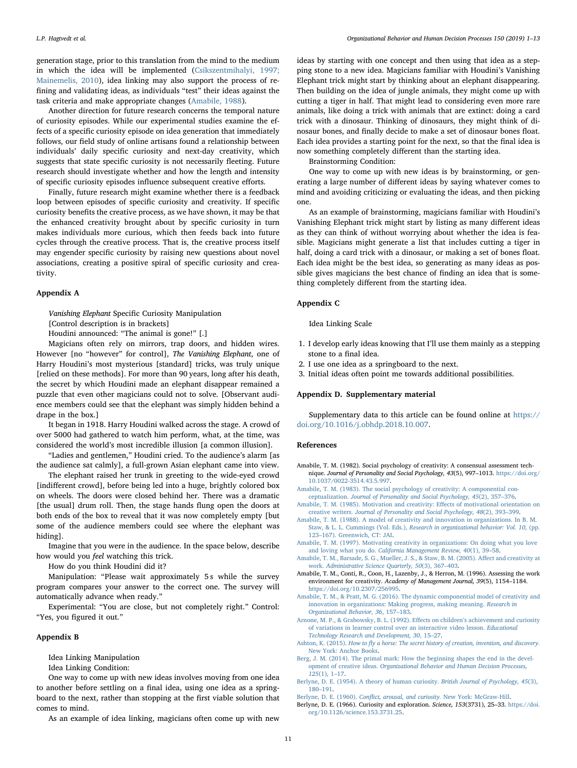generation stage, prior to this translation from the mind to the medium in which the idea will be implemented (Csikszentmihalyi, 1997; Mainemelis, 2010), idea linking may also support the process of refining and validating ideas, as individuals "test" their ideas against the task criteria and make appropriate changes (Amabile, 1988).

Another direction for future research concerns the temporal nature of curiosity episodes. While our experimental studies examine the effects of a specific curiosity episode on idea generation that immediately follows, our field study of online artisans found a relationship between individuals' daily specific curiosity and next-day creativity, which suggests that state specific curiosity is not necessarily fleeting. Future research should investigate whether and how the length and intensity of specific curiosity episodes influence subsequent creative efforts.

Finally, future research might examine whether there is a feedback loop between episodes of specific curiosity and creativity. If specific curiosity benefits the creative process, as we have shown, it may be that the enhanced creativity brought about by specific curiosity in turn makes individuals more curious, which then feeds back into future cycles through the creative process. That is, the creative process itself may engender specific curiosity by raising new questions about novel associations, creating a positive spiral of specific curiosity and creativity.

## Appendix A

*Vanishing Elephant* Specific Curiosity Manipulation

[Control description is in brackets]

Houdini announced: "The animal is gone!" [.]

Magicians often rely on mirrors, trap doors, and hidden wires. However [no "however" for control], *The Vanishing Elephant*, one of Harry Houdini's most mysterious [standard] tricks, was truly unique [relied on these methods]. For more than 90 years, long after his death, the secret by which Houdini made an elephant disappear remained a puzzle that even other magicians could not to solve. [Observant audience members could see that the elephant was simply hidden behind a drape in the box.]

It began in 1918. Harry Houdini walked across the stage. A crowd of over 5000 had gathered to watch him perform, what, at the time, was considered the world's most incredible illusion [a common illusion].

"Ladies and gentlemen," Houdini cried. To the audience's alarm [as the audience sat calmly], a full-grown Asian elephant came into view.

The elephant raised her trunk in greeting to the wide-eyed crowd [indifferent crowd], before being led into a huge, brightly colored box on wheels. The doors were closed behind her. There was a dramatic [the usual] drum roll. Then, the stage hands flung open the doors at both ends of the box to reveal that it was now completely empty [but some of the audience members could see where the elephant was hiding].

Imagine that you were in the audience. In the space below, describe how would you *feel* watching this trick.

How do you think Houdini did it?

Manipulation: "Please wait approximately 5 s while the survey program compares your answer to the correct one. The survey will automatically advance when ready."

Experimental: "You are close, but not completely right." Control: "Yes, you figured it out."

## Appendix B

Idea Linking Manipulation

Idea Linking Condition:

One way to come up with new ideas involves moving from one idea to another before settling on a final idea, using one idea as a springboard to the next, rather than stopping at the first viable solution that comes to mind.

As an example of idea linking, magicians often come up with new ideas by starting with one concept and then using that idea as a stepping stone to a new idea. Magicians familiar with Houdini's Vanishing Elephant trick might start by thinking about an elephant disappearing. Then building on the idea of jungle animals, they might come up with cutting a tiger in half. That might lead to considering even more rare animals, like doing a trick with animals that are extinct: doing a card trick with a dinosaur. Thinking of dinosaurs, they might think of dinosaur bones, and finally decide to make a set of dinosaur bones float. Each idea provides a starting point for the next, so that the final idea is now something completely different than the starting idea.

Brainstorming Condition:

One way to come up with new ideas is by brainstorming, or generating a large number of different ideas by saying whatever comes to mind and avoiding criticizing or evaluating the ideas, and then picking one.

As an example of brainstorming, magicians familiar with Houdini's Vanishing Elephant trick might start by listing as many different ideas as they can think of without worrying about whether the idea is feasible. Magicians might generate a list that includes cutting a tiger in half, doing a card trick with a dinosaur, or making a set of bones float. Each idea might be the best idea, so generating as many ideas as possible gives magicians the best chance of finding an idea that is something completely different from the starting idea.

## Appendix C

Idea Linking Scale

1. I develop early ideas knowing that I'll use them mainly as a stepping stone to a final idea.
2. I use one idea as a springboard to the next.
3. Initial ideas often point me towards additional possibilities.

## Appendix D. Supplementary material

Supplementary data to this article can be found online at https://doi.org/10.1016/j.obhdp.2018.10.007.

## References

Amabile, T. M. (1982). Social psychology of creativity: A consensual assessment technique. *Journal of Personality and Social Psychology, 43*(5), 997–1013. https://doi.org/10.1037/0022-3514.43.5.997.

Amabile, T. M. (1983). The social psychology of creativity: A componential conceptualization. *Journal of Personality and Social Psychology, 45*(2), 357–376.

Amabile, T. M. (1985). Motivation and creativity: Effects of motivational orientation on creative writers. *Journal of Personality and Social Psychology, 48*(2), 393–399.

Amabile, T. M. (1988). A model of creativity and innovation in organizations. In B. M. Staw, & L. L. Cummings (Vol. Eds.), *Research in organizational behavior: Vol. 10*, (pp. 123–167). Greenwich, CT: JAI.

Amabile, T. M. (1997). Motivating creativity in organizations: On doing what you love and loving what you do. *California Management Review, 40*(1), 39–58.

Amabile, T. M., Barsade, S. G., Mueller, J. S., & Staw, B. M. (2005). Affect and creativity at work. *Administrative Science Quarterly, 50*(3), 367–403.

Amabile, T. M., Conti, R., Coon, H., Lazenby, J., & Herron, M. (1996). Assessing the work environment for creativity. *Academy of Management Journal, 39*(5), 1154–1184. https://doi.org/10.2307/256995.

Amabile, T. M., & Pratt, M. G. (2016). The dynamic componential model of creativity and innovation in organizations: Making progress, making meaning. *Research in Organizational Behavior, 36*, 157–183.

Arnone, M. P., & Grabowsky, B. L. (1992). Effects on children's achievement and curiosity of variations in learner control over an interactive video lesson. *Educational Technology Research and Development, 30*, 15–27.

Ashton, K. (2015). *How to fly a horse: The secret history of creation, invention, and discovery*. New York: Anchor Books.

Berg, J. M. (2014). The primal mark: How the beginning shapes the end in the development of creative ideas. *Organizational Behavior and Human Decision Processes, 125*(1), 1–17.

Berlyne, D. E. (1954). A theory of human curiosity. *British Journal of Psychology, 45*(3), 180–191.

Berlyne, D. E. (1960). *Conflict, arousal, and curiosity*. New York: McGraw-Hill.

Berlyne, D. E. (1966). Curiosity and exploration. *Science, 153*(3731), 25–33. https://doi.org/10.1126/science.153.3731.25.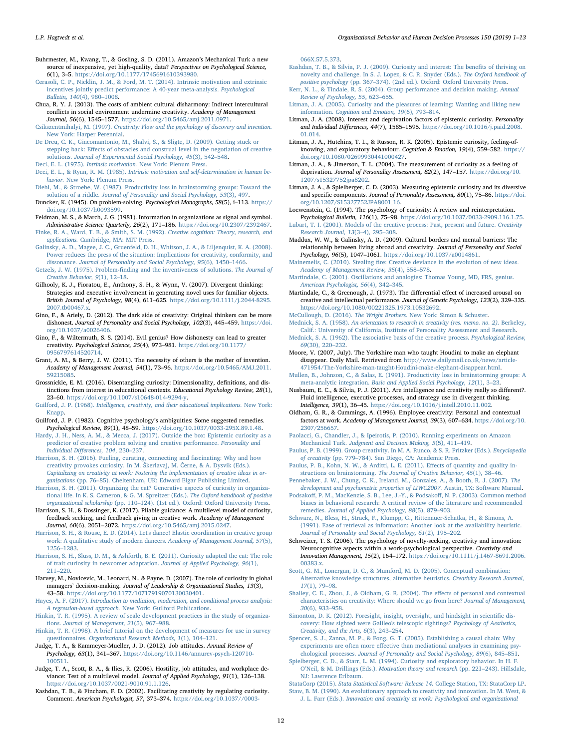Buhrmester, M., Kwang, T., & Gosling, S. D. (2011). Amazon's Mechanical Turk a new source of inexpensive, yet high-quality, data? *Perspectives on Psychological Science, 6*(1), 3–5. https://doi.org/10.1177/1745691610393980.

Cerasoli, C. P., Nicklin, J. M., & Ford, M. T. (2014). Intrinsic motivation and extrinsic incentives jointly predict performance: A 40-year meta-analysis. *Psychological Bulletin, 140*(4), 980–1008.

Chua, R. Y. J. (2013). The costs of ambient cultural disharmony: Indirect intercultural conflicts in social environment undermine creativity. *Academy of Management Journal, 56*(6), 1545–1577. https://doi.org/10.5465/amj.2011.0971.

Csikszentmihalyi, M. (1997). *Creativity: Flow and the psychology of discovery and invention.* New York: Harper Perennial.

De Dreu, C. K., Giacomantonio, M., Shalvi, S., & Sligte, D. (2009). Getting stuck or stepping back: Effects of obstacles and construal level in the negotiation of creative solutions. *Journal of Experimental Social Psychology, 45*(3), 542–548.

Deci, E. L. (1975). *Intrinsic motivation.* New York: Plenum Press.

Deci, E. L., & Ryan, R. M. (1985). *Intrinsic motivation and self-determination in human behavior.* New York: Plenum Press.

Diehl, M., & Stroebe, W. (1987). Productivity loss in brainstorming groups: Toward the solution of a riddle. *Journal of Personality and Social Psychology, 53*(3), 497.

Duncker, K. (1945). On problem-solving. *Psychological Monographs, 58*(5), i–113. https://doi.org/10.1037/h0093599.

Feldman, M. S., & March, J. G. (1981). Information in organizations as signal and symbol. *Administrative Science Quarterly, 26*(2), 171–186. https://doi.org/10.2307/2392467.

Finke, R. A., Ward, T. B., & Smith, S. M. (1992). *Creative cognition: Theory, research, and applications.* Cambridge, MA: MIT Press.

Galinsky, A. D., Magee, J. C., Gruenfeld, D. H., Whitson, J. A., & Liljenquist, K. A. (2008). Power reduces the press of the situation: Implications for creativity, conformity, and dissonance. *Journal of Personality and Social Psychology, 95*(6), 1450–1466.

Getzels, J. W. (1975). Problem-finding and the inventiveness of solutions. *The Journal of Creative Behavior, 9*(1), 12–18.

Gilhooly, K. J., Fioratou, E., Anthony, S. H., & Wynn, V. (2007). Divergent thinking: Strategies and executive involvement in generating novel uses for familiar objects. *British Journal of Psychology, 98*(4), 611–625. https://doi.org/10.1111/j.2044-8295.2007.tb00467.x.

Gino, F., & Ariely, D. (2012). The dark side of creativity: Original thinkers can be more dishonest. *Journal of Personality and Social Psychology, 102*(3), 445–459. https://doi.org/10.1037/a0026406.

Gino, F., & Wiltermuth, S. S. (2014). Evil genius? How dishonesty can lead to greater creativity. *Psychological Science, 25*(4), 973–981. https://doi.org/10.1177/0956797614520714.

Grant, A. M., & Berry, J. W. (2011). The necessity of others is the mother of invention. *Academy of Management Journal, 54*(1), 73–96. https://doi.org/10.5465/AMJ.2011.59215085.

Grossnickle, E. M. (2016). Disentangling curiosity: Dimensionality, definitions, and distinctions from interest in educational contexts. *Educational Psychology Review, 28*(1), 23–60. https://doi.org/10.1007/s10648-014-9294-y.

Guilford, J. P. (1968). *Intelligence, creativity, and their educational implications.* New York: Knapp.

Guilford, J. P. (1982). Cognitive psychology's ambiguities: Some suggested remedies. *Psychological Review, 89*(1), 48–59. https://doi.org/10.1037/0033-295X.89.1.48.

Hardy, J. H., Ness, A. M., & Mecca, J. (2017). Outside the box: Epistemic curiosity as a predictor of creative problem solving and creative performance. *Personality and Individual Differences, 104*, 230–237.

Harrison, S. H. (2016). Fueling, curating, connecting and fascinating: Why and how creativity provokes curiosity. In M. Škerlavaj, M. Černe, & A. Dysvik (Eds.). *Capitalizing on creativity at work: Fostering the implementation of creative ideas in organizations* (pp. 76–85). Cheltenham, UK: Edward Elgar Publishing Limited.

Harrison, S. H. (2011). Organizing the cat? Generative aspects of curiosity in organizational life. In K. S. Cameron, & G. M. Spreitzer (Eds.). *The Oxford handbook of positive organizational scholarship* (pp. 110–124). (1st ed.). Oxford: Oxford University Press.

Harrison, S. H., & Dossinger, K. (2017). Pliable guidance: A multilevel model of curiosity, feedback seeking, and feedback giving in creative work. *Academy of Management Journal, 60*(6), 2051–2072. https://doi.org/10.5465/amj.2015.0247.

Harrison, S. H., & Rouse, E. D. (2014). Let's dance! Elastic coordination in creative group work: A qualitative study of modern dancers. *Academy of Management Journal, 57*(5), 1256–1283.

Harrison, S. H., Sluss, D. M., & Ashforth, B. E. (2011). Curiosity adapted the cat: The role of trait curiosity in newcomer adaptation. *Journal of Applied Psychology, 96*(1), 211–220.

Harvey, M., Novicevic, M., Leonard, N., & Payne, D. (2007). The role of curiosity in global managers' decision-making. *Journal of Leadership & Organizational Studies, 13*(3), 43–58. https://doi.org/10.1177/10717919070130030401.

Hayes, A. F. (2017). *Introduction to mediation, moderation, and conditional process analysis: A regression-based approach.* New York: Guilford Publications.

Hinkin, T. R. (1995). A review of scale development practices in the study of organizations. *Journal of Management, 21*(5), 967–988.

Hinkin, T. R. (1998). A brief tutorial on the development of measures for use in survey questionnaires. *Organizational Research Methods, 1*(1), 104–121.

Judge, T. A., & Kammeyer-Mueller, J. D. (2012). Job attitudes. *Annual Review of Psychology, 63*(1), 341–367. https://doi.org/10.1146/annurev-psych-120710-100511.

Judge, T. A., Scott, B. A., & Ilies, R. (2006). Hostility, job attitudes, and workplace deviance: Test of a multilevel model. *Journal of Applied Psychology, 91*(1), 126–138. https://doi.org/10.1037/0021-9010.91.1.126.

Kashdan, T. B., & Fincham, F. D. (2002). Facilitating creativity by regulating curiosity. Comment. *American Psychologist, 57*, 373–374. https://doi.org/10.1037//0003-066X.57.5.373.

Kashdan, T. B., & Silvia, P. J. (2009). Curiosity and interest: The benefits of thriving on novelty and challenge. In S. J. Lopez, & C. R. Snyder (Eds.). *The Oxford handbook of positive psychology* (pp. 367–374). (2nd ed.). Oxford: Oxford University Press.

Kerr, N. L., & Tindale, R. S. (2004). Group performance and decision making. *Annual Review of Psychology, 55*, 623–655.

Litman, J. A. (2005). Curiosity and the pleasures of learning: Wanting and liking new information. *Cognition and Emotion, 19*(6), 793–814.

Litman, J. A. (2008). Interest and deprivation factors of epistemic curiosity. *Personality and Individual Differences, 44*(7), 1585–1595. https://doi.org/10.1016/j.paid.2008.01.014.

Litman, J. A., Hutchins, T. L., & Russon, R. K. (2005). Epistemic curiosity, feeling-of-knowing, and exploratory behaviour. *Cognition & Emotion, 19*(4), 559–582. https://doi.org/10.1080/02699930441000427.

Litman, J. A., & Jimerson, T. L. (2004). The measurement of curiosity as a feeling of deprivation. *Journal of Personality Assessment, 82*(2), 147–157. https://doi.org/10.1207/s15327752jpa8202.

Litman, J. A., & Spielberger, C. D. (2003). Measuring epistemic curiosity and its diverse and specific components. *Journal of Personality Assessment, 80*(1), 75–86. https://doi.org/10.1207/S15327752JPA8001_16.

Loewenstein, G. (1994). The psychology of curiosity: A review and reinterpretation. *Psychological Bulletin, 116*(1), 75–98. https://doi.org/10.1037/0033-2909.116.1.75.

Lubart, T. I. (2001). Models of the creative process: Past, present and future. *Creativity Research Journal, 13*(3–4), 295–308.

Maddux, W. W., & Galinsky, A. D. (2009). Cultural borders and mental barriers: The relationship between living abroad and creativity. *Journal of Personality and Social Psychology, 96*(5), 1047–1061. https://doi.org/10.1037/a0014861.

Mainemelis, C. (2010). Stealing fire: Creative deviance in the evolution of new ideas. *Academy of Management Review, 35*(4), 558–578.

Martindale, C. (2001). Oscillations and analogies: Thomas Young, MD, FRS, genius. *American Psychologist, 56*(4), 342–345.

Martindale, C., & Greenough, J. (1973). The differential effect of increased arousal on creative and intellectual performance. *Journal of Genetic Psychology, 123*(2), 329–335. https://doi.org/10.1080/00221325.1973.10532692.

McCullough, D. (2016). *The Wright Brothers.* New York: Simon & Schuster.

Mednick, S. A. (1958). *An orientation to research in creativity (res. memo. no. 2).* Berkeley, Calif.: University of California, Institute of Personality Assessment and Research.

Mednick, S. A. (1962). The associative basis of the creative process. *Psychological Review, 69*(30), 220–232.

Moore, V. (2007, July). The Yorkshire man who taught Houdini to make an elephant disappear. Daily Mail. Retrieved from http://www.dailymail.co.uk/news/article-471954/The-Yorkshire-man-taught-Houdini-make-elephant-disappear.html.

Mullen, B., Johnson, C., & Salas, E. (1991). Productivity loss in brainstorming groups: A meta-analytic integration. *Basic and Applied Social Psychology, 12*(1), 3–23.

Nusbaum, E. C., & Silvia, P. J. (2011). Are intelligence and creativity really so different?. Fluid intelligence, executive processes, and strategy use in divergent thinking. *Intelligence, 39*(1), 36–45. https://doi.org/10.1016/j.intell.2010.11.002.

Oldham, G. R., & Cummings, A. (1996). Employee creativity: Personal and contextual factors at work. *Academy of Management Journal, 39*(3), 607–634. https://doi.org/10.2307/256657.

Paolacci, G., Chandler, J., & Ipeirotis, P. (2010). Running experiments on Amazon Mechanical Turk. *Judgment and Decision Making, 5*(5), 411–419.

Paulus, P. B. (1999). Group creativity. In M. A. Runco, & S. R. Pritzker (Eds.). *Encyclopedia of creativity* (pp. 779–784). San Diego, CA: Academic Press.

Paulus, P. B., Kohn, N. W., & Arditti, L. E. (2011). Effects of quantity and quality instructions on brainstorming. *The Journal of Creative Behavior, 45*(1), 38–46.

Pennebaker, J. W., Chung, C. K., Ireland, M., Gonzales, A., & Booth, R. J. (2007). *The development and psychometric properties of LIWC2007.* Austin, TX: Software Manual.

Podsakoff, P. M., MacKenzie, S. B., Lee, J.-Y., & Podsakoff, N. P. (2003). Common method biases in behavioral research: A critical review of the literature and recommended remedies. *Journal of Applied Psychology, 88*(5), 879–903.

Schwarz, N., Bless, H., Strack, F., Klumpp, G., Rittenauer-Schatka, H., & Simons, A. (1991). Ease of retrieval as information: Another look at the availability heuristic. *Journal of Personality and Social Psychology, 61*(2), 195–202.

Schweizer, T. S. (2006). The psychology of novelty-seeking, creativity and innovation: Neurocognitive aspects within a work-psychological perspective. *Creativity and Innovation Management, 15*(2), 164–172. https://doi.org/10.1111/j.1467-8691.2006.00383.x.

Scott, G. M., Lonergan, D. C., & Mumford, M. D. (2005). Conceptual combination: Alternative knowledge structures, alternative heuristics. *Creativity Research Journal, 17*(1), 79–98.

Shalley, C. E., Zhou, J., & Oldham, G. R. (2004). The effects of personal and contextual characteristics on creativity: Where should we go from here? *Journal of Management, 30*(6), 933–958.

Simonton, D. K. (2012). Foresight, insight, oversight, and hindsight in scientific discovery: How sighted were Galileo's telescopic sightings? *Psychology of Aesthetics, Creativity, and the Arts, 6*(3), 243–254.

Spencer, S. J., Zanna, M. P., & Fong, G. T. (2005). Establishing a causal chain: Why experiments are often more effective than mediational analyses in examining psychological processes. *Journal of Personality and Social Psychology, 89*(6), 845–851.

Spielberger, C. D., & Starr, L. M. (1994). Curiosity and exploratory behavior. In H. F. O'Neil, & M. Drillings (Eds.). *Motivation theory and research* (pp. 221–243). Hillsdale, NJ: Lawrence Erlbaum.

StataCorp (2015). *Stata Statistical Software: Release 14.* College Station, TX: StataCorp LP.

Staw, B. M. (1990). An evolutionary approach to creativity and innovation. In M. West, & J. L. Farr (Eds.). *Innovation and creativity at work: Psychological and organizational*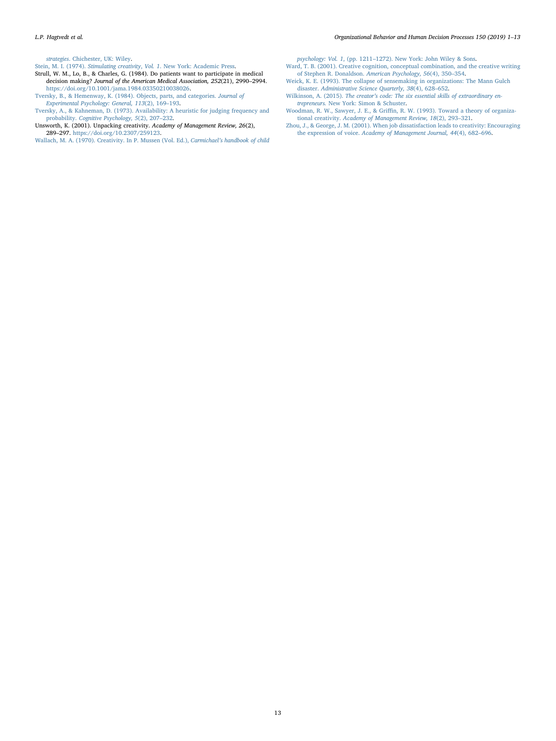*strategies*. Chichester, UK: Wiley.

Stein, M. I. (1974). *Stimulating creativity, Vol. 1*. New York: Academic Press.

Strull, W. M., Lo, B., & Charles, G. (1984). Do patients want to participate in medical decision making? *Journal of the American Medical Association, 252*(21), 2990–2994. https://doi.org/10.1001/jama.1984.03350210038026.

Tversky, B., & Hemenway, K. (1984). Objects, parts, and categories. *Journal of Experimental Psychology: General, 113*(2), 169–193.

Tversky, A., & Kahneman, D. (1973). Availability: A heuristic for judging frequency and probability. *Cognitive Psychology, 5*(2), 207–232.

Unsworth, K. (2001). Unpacking creativity. *Academy of Management Review, 26*(2), 289–297. https://doi.org/10.2307/259123.

Wallach, M. A. (1970). Creativity. In P. Mussen (Vol. Ed.), *Carmichael's handbook of child psychology: Vol. 1*, (pp. 1211–1272). New York: John Wiley & Sons.

Ward, T. B. (2001). Creative cognition, conceptual combination, and the creative writing of Stephen R. Donaldson. *American Psychology, 56*(4), 350–354.

Weick, K. E. (1993). The collapse of sensemaking in organizations: The Mann Gulch disaster. *Administrative Science Quarterly, 38*(4), 628–652.

Wilkinson, A. (2015). *The creator's code: The six essential skills of extraordinary entrepreneurs.* New York: Simon & Schuster.

Woodman, R. W., Sawyer, J. E., & Griffin, R. W. (1993). Toward a theory of organizational creativity. *Academy of Management Review, 18*(2), 293–321.

Zhou, J., & George, J. M. (2001). When job dissatisfaction leads to creativity: Encouraging the expression of voice. *Academy of Management Journal, 44*(4), 682–696.